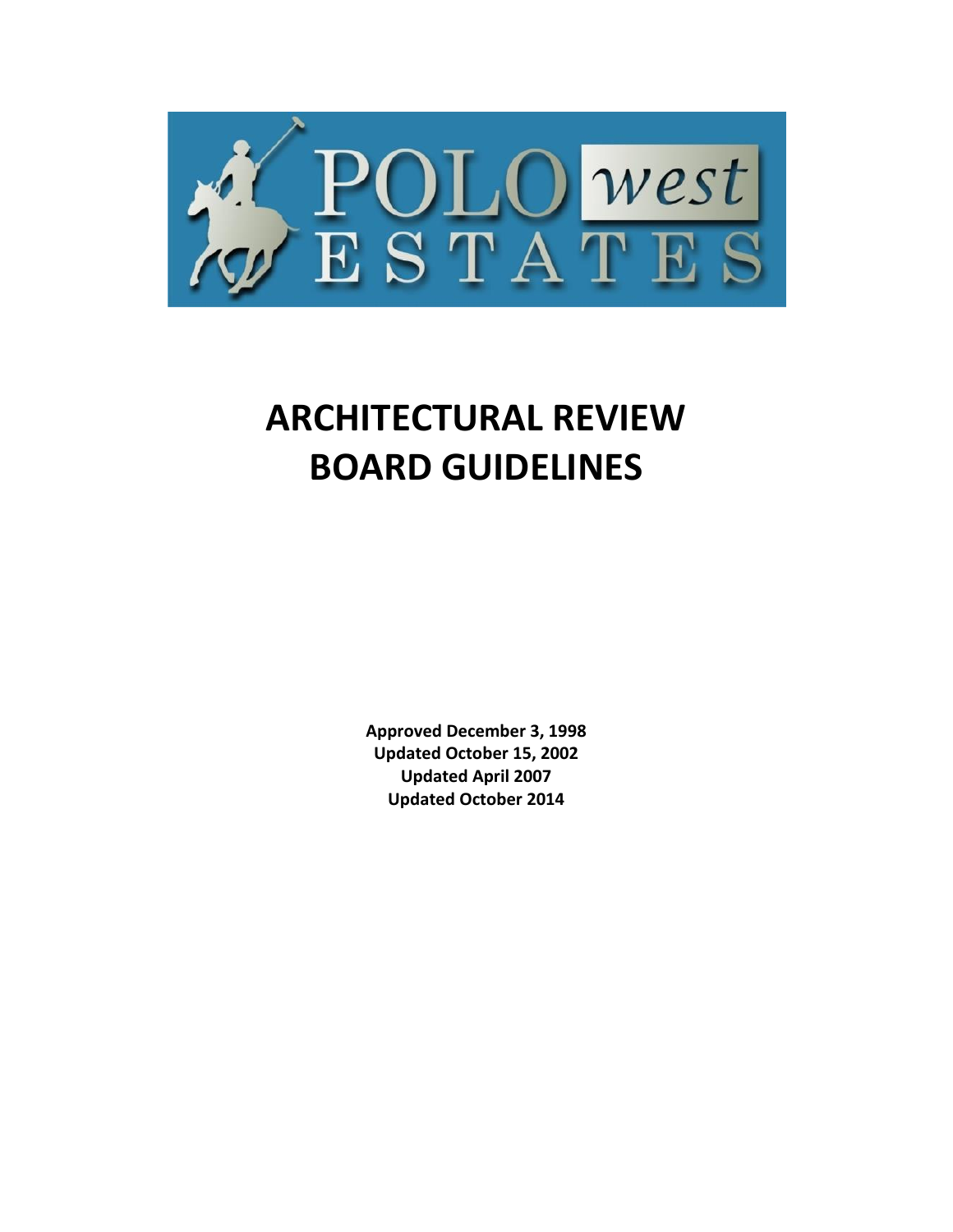POLO west ESTATES

# ARCHITECTURAL REVIEW BOARD GUIDELINES

**Approved December 3, 1998**
**Updated October 15, 2002**
**Updated April 2007**
**Updated October 2014**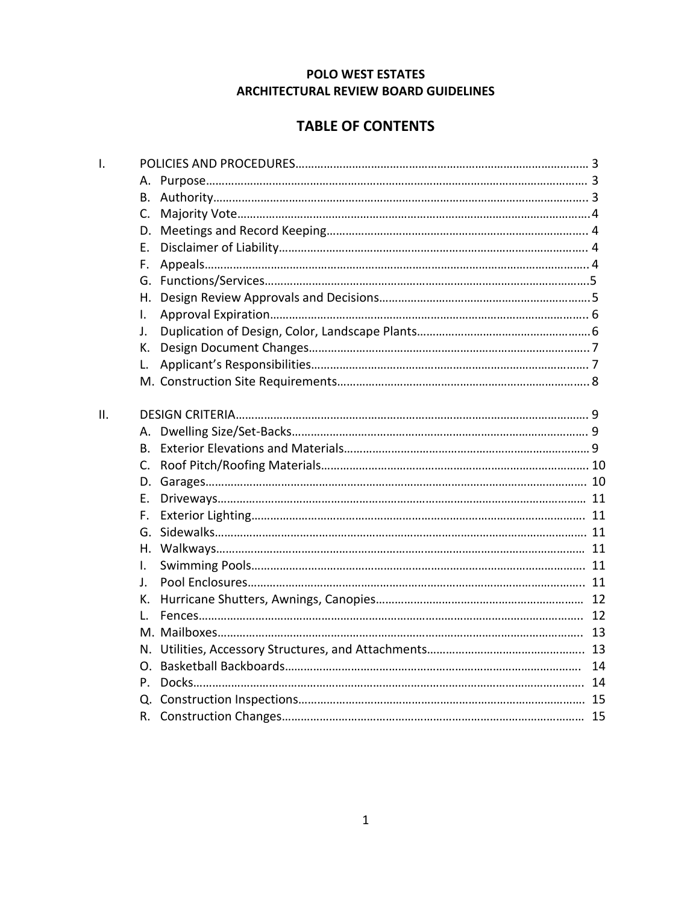**POLO WEST ESTATES**
**ARCHITECTURAL REVIEW BOARD GUIDELINES**

## TABLE OF CONTENTS

I. POLICIES AND PROCEDURES…………………………………………………………………………… 3
- A. Purpose……………………………………………………………………………………………… 3
- B. Authority……………………………………………………………………………………………. 3
- C. Majority Vote……………………………………………………………………………………… 4
- D. Meetings and Record Keeping…………………………………………………………………. 4
- E. Disclaimer of Liability………………………………………………………………………….. 4
- F. Appeals………………………………………………………………………………………………. 4
- G. Functions/Services…………………………………………………………………………….. 5
- H. Design Review Approvals and Decisions……………………………………………………. 5
- I. Approval Expiration………………………………………………………………………………. 6
- J. Duplication of Design, Color, Landscape Plants………………………………………….. 6
- K. Design Document Changes……………………………………………………………………. 7
- L. Applicant's Responsibilities…………………………………………………………………… 7
- M. Construction Site Requirements…………………………………………………………….. 8

II. DESIGN CRITERIA………………………………………………………………………………….. 9
- A. Dwelling Size/Set-Backs……………………………………………………………………….. 9
- B. Exterior Elevations and Materials…………………………………………………………… 9
- C. Roof Pitch/Roofing Materials…………………………………………………………………. 10
- D. Garages………………………………………………………………………………………………. 10
- E. Driveways……………………………………………………………………………………………. 11
- F. Exterior Lighting……………………………………………………………………………………. 11
- G. Sidewalks…………………………………………………………………………………………….. 11
- H. Walkways……………………………………………………………………………………………. 11
- I. Swimming Pools…………………………………………………………………………………… 11
- J. Pool Enclosures……………………………………………………………………………………. 11
- K. Hurricane Shutters, Awnings, Canopies…………………………………………………… 12
- L. Fences……………………………………………………………………………………………….. 12
- M. Mailboxes…………………………………………………………………………………………… 13
- N. Utilities, Accessory Structures, and Attachments………………………………………. 13
- O. Basketball Backboards…………………………………………………………………………. 14
- P. Docks…………………………………………………………………………………………………. 14
- Q. Construction Inspections………………………………………………………………………. 15
- R. Construction Changes…………………………………………………………………………. 15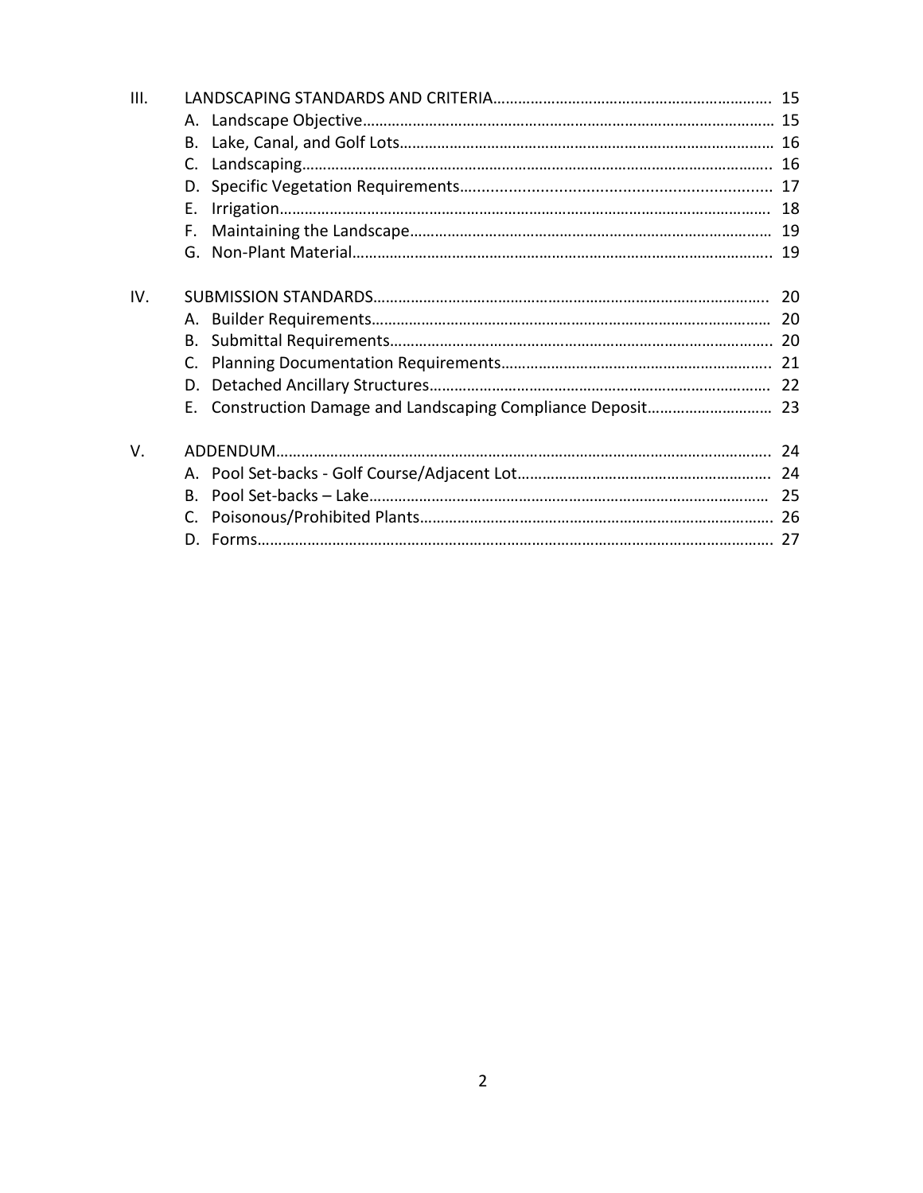III. LANDSCAPING STANDARDS AND CRITERIA…………………………………………………… 15

- A. Landscape Objective…………………………………………………………………………… 15
- B. Lake, Canal, and Golf Lots……………………………………………………………………… 16
- C. Landscaping……………………………………………………………………………………….. 16
- D. Specific Vegetation Requirements…………………………………………………………… 17
- E. Irrigation……………………………………………………………………………………………. 18
- F. Maintaining the Landscape…………………………………………………………………… 19
- G. Non-Plant Material……………………………………………………………………………….. 19

IV. SUBMISSION STANDARDS…………………………………………………………………………… 20

- A. Builder Requirements…………………………………………………………………………… 20
- B. Submittal Requirements………………………………………………………………………… 20
- C. Planning Documentation Requirements…………………………………………………….. 21
- D. Detached Ancillary Structures………………………………………………………………… 22
- E. Construction Damage and Landscaping Compliance Deposit………………………… 23

V. ADDENDUM……………………………………………………………………………………………….. 24

- A. Pool Set-backs - Golf Course/Adjacent Lot……………………………………………… 24
- B. Pool Set-backs – Lake…………………………………………………………………………… 25
- C. Poisonous/Prohibited Plants………………………………………………………………… 26
- D. Forms……………………………………………………………………………………………… 27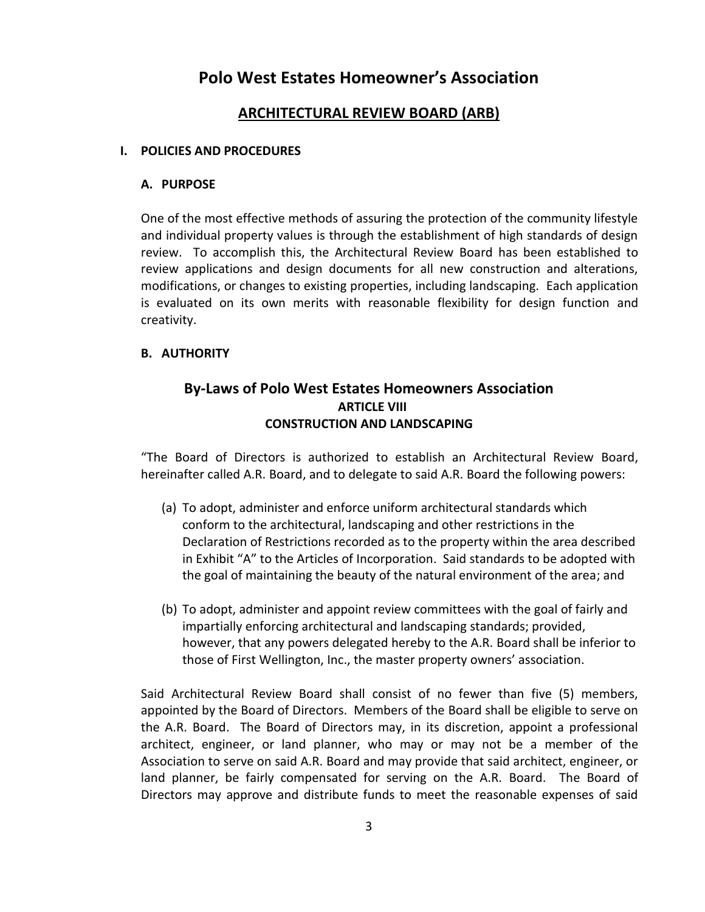# Polo West Estates Homeowner's Association

## ARCHITECTURAL REVIEW BOARD (ARB)

### I. POLICIES AND PROCEDURES

#### A. PURPOSE

One of the most effective methods of assuring the protection of the community lifestyle and individual property values is through the establishment of high standards of design review. To accomplish this, the Architectural Review Board has been established to review applications and design documents for all new construction and alterations, modifications, or changes to existing properties, including landscaping. Each application is evaluated on its own merits with reasonable flexibility for design function and creativity.

#### B. AUTHORITY

## By-Laws of Polo West Estates Homeowners Association

### ARTICLE VIII

### CONSTRUCTION AND LANDSCAPING

"The Board of Directors is authorized to establish an Architectural Review Board, hereinafter called A.R. Board, and to delegate to said A.R. Board the following powers:

(a) To adopt, administer and enforce uniform architectural standards which conform to the architectural, landscaping and other restrictions in the Declaration of Restrictions recorded as to the property within the area described in Exhibit "A" to the Articles of Incorporation. Said standards to be adopted with the goal of maintaining the beauty of the natural environment of the area; and

(b) To adopt, administer and appoint review committees with the goal of fairly and impartially enforcing architectural and landscaping standards; provided, however, that any powers delegated hereby to the A.R. Board shall be inferior to those of First Wellington, Inc., the master property owners' association.

Said Architectural Review Board shall consist of no fewer than five (5) members, appointed by the Board of Directors. Members of the Board shall be eligible to serve on the A.R. Board. The Board of Directors may, in its discretion, appoint a professional architect, engineer, or land planner, who may or may not be a member of the Association to serve on said A.R. Board and may provide that said architect, engineer, or land planner, be fairly compensated for serving on the A.R. Board. The Board of Directors may approve and distribute funds to meet the reasonable expenses of said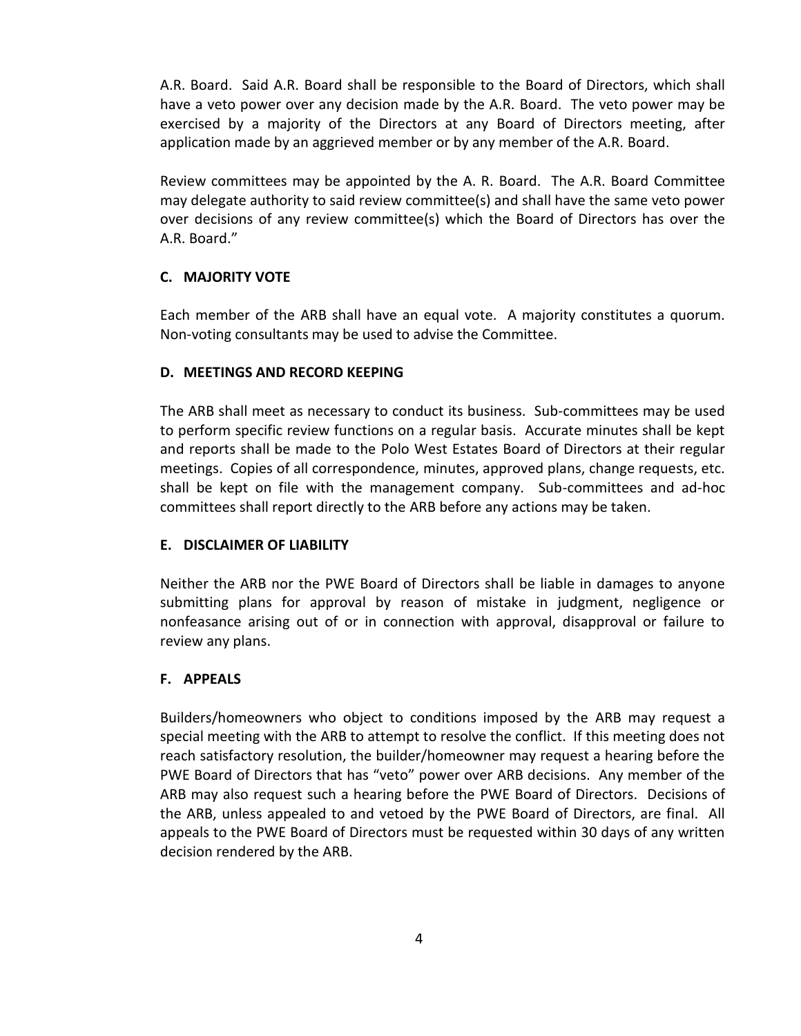A.R. Board. Said A.R. Board shall be responsible to the Board of Directors, which shall have a veto power over any decision made by the A.R. Board. The veto power may be exercised by a majority of the Directors at any Board of Directors meeting, after application made by an aggrieved member or by any member of the A.R. Board.

Review committees may be appointed by the A. R. Board. The A.R. Board Committee may delegate authority to said review committee(s) and shall have the same veto power over decisions of any review committee(s) which the Board of Directors has over the A.R. Board."

### C. MAJORITY VOTE

Each member of the ARB shall have an equal vote. A majority constitutes a quorum. Non-voting consultants may be used to advise the Committee.

### D. MEETINGS AND RECORD KEEPING

The ARB shall meet as necessary to conduct its business. Sub-committees may be used to perform specific review functions on a regular basis. Accurate minutes shall be kept and reports shall be made to the Polo West Estates Board of Directors at their regular meetings. Copies of all correspondence, minutes, approved plans, change requests, etc. shall be kept on file with the management company. Sub-committees and ad-hoc committees shall report directly to the ARB before any actions may be taken.

### E. DISCLAIMER OF LIABILITY

Neither the ARB nor the PWE Board of Directors shall be liable in damages to anyone submitting plans for approval by reason of mistake in judgment, negligence or nonfeasance arising out of or in connection with approval, disapproval or failure to review any plans.

### F. APPEALS

Builders/homeowners who object to conditions imposed by the ARB may request a special meeting with the ARB to attempt to resolve the conflict. If this meeting does not reach satisfactory resolution, the builder/homeowner may request a hearing before the PWE Board of Directors that has "veto" power over ARB decisions. Any member of the ARB may also request such a hearing before the PWE Board of Directors. Decisions of the ARB, unless appealed to and vetoed by the PWE Board of Directors, are final. All appeals to the PWE Board of Directors must be requested within 30 days of any written decision rendered by the ARB.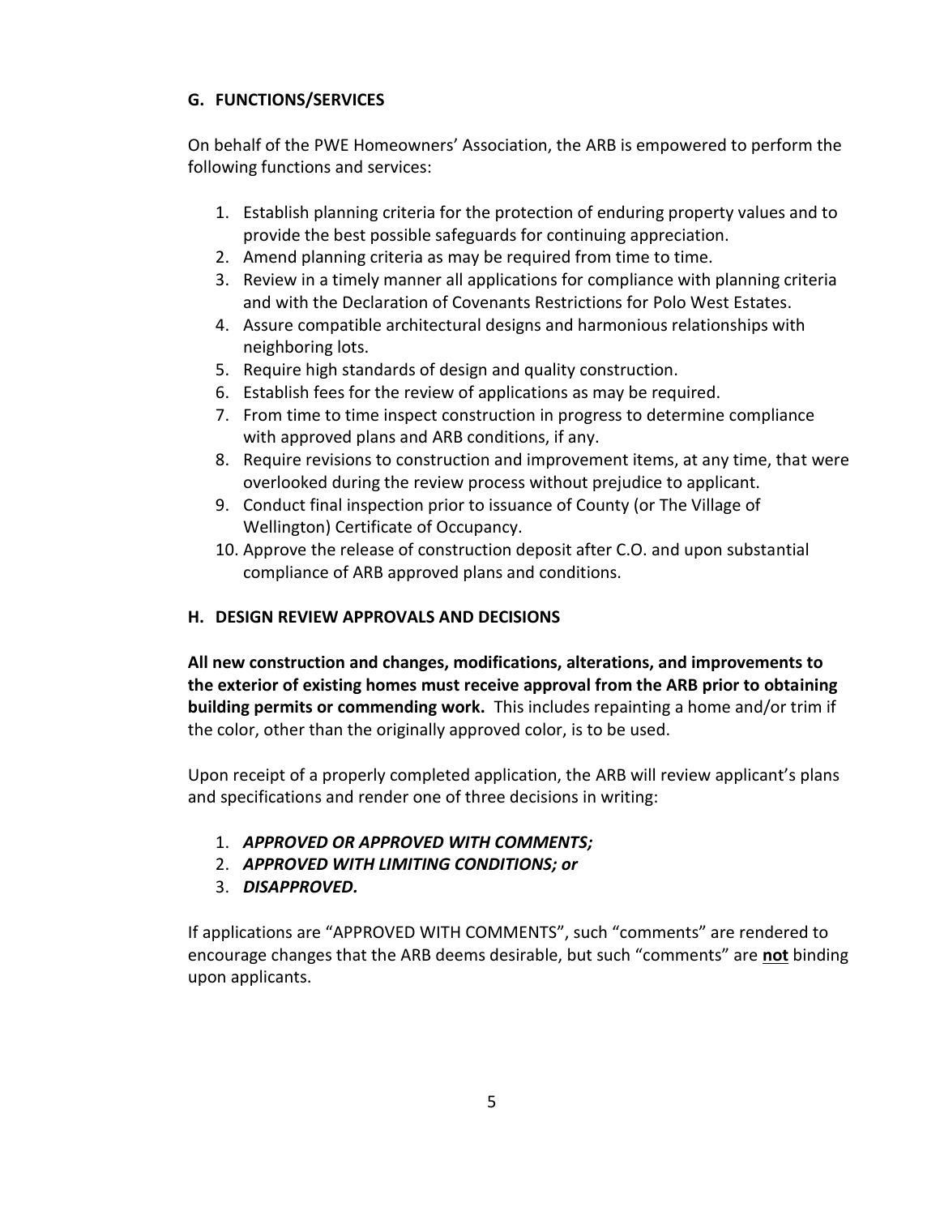## G. FUNCTIONS/SERVICES

On behalf of the PWE Homeowners' Association, the ARB is empowered to perform the following functions and services:

1. Establish planning criteria for the protection of enduring property values and to provide the best possible safeguards for continuing appreciation.
2. Amend planning criteria as may be required from time to time.
3. Review in a timely manner all applications for compliance with planning criteria and with the Declaration of Covenants Restrictions for Polo West Estates.
4. Assure compatible architectural designs and harmonious relationships with neighboring lots.
5. Require high standards of design and quality construction.
6. Establish fees for the review of applications as may be required.
7. From time to time inspect construction in progress to determine compliance with approved plans and ARB conditions, if any.
8. Require revisions to construction and improvement items, at any time, that were overlooked during the review process without prejudice to applicant.
9. Conduct final inspection prior to issuance of County (or The Village of Wellington) Certificate of Occupancy.
10. Approve the release of construction deposit after C.O. and upon substantial compliance of ARB approved plans and conditions.

## H. DESIGN REVIEW APPROVALS AND DECISIONS

**All new construction and changes, modifications, alterations, and improvements to the exterior of existing homes must receive approval from the ARB prior to obtaining building permits or commending work.** This includes repainting a home and/or trim if the color, other than the originally approved color, is to be used.

Upon receipt of a properly completed application, the ARB will review applicant's plans and specifications and render one of three decisions in writing:

1. ***APPROVED OR APPROVED WITH COMMENTS;***
2. ***APPROVED WITH LIMITING CONDITIONS; or***
3. ***DISAPPROVED.***

If applications are "APPROVED WITH COMMENTS", such "comments" are rendered to encourage changes that the ARB deems desirable, but such "comments" are **not** binding upon applicants.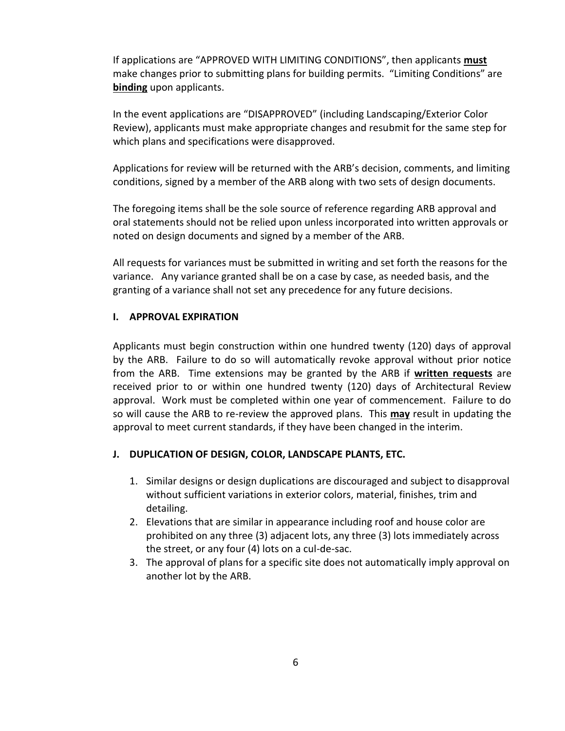If applications are "APPROVED WITH LIMITING CONDITIONS", then applicants **must** make changes prior to submitting plans for building permits. "Limiting Conditions" are **binding** upon applicants.

In the event applications are "DISAPPROVED" (including Landscaping/Exterior Color Review), applicants must make appropriate changes and resubmit for the same step for which plans and specifications were disapproved.

Applications for review will be returned with the ARB's decision, comments, and limiting conditions, signed by a member of the ARB along with two sets of design documents.

The foregoing items shall be the sole source of reference regarding ARB approval and oral statements should not be relied upon unless incorporated into written approvals or noted on design documents and signed by a member of the ARB.

All requests for variances must be submitted in writing and set forth the reasons for the variance. Any variance granted shall be on a case by case, as needed basis, and the granting of a variance shall not set any precedence for any future decisions.

## I. APPROVAL EXPIRATION

Applicants must begin construction within one hundred twenty (120) days of approval by the ARB. Failure to do so will automatically revoke approval without prior notice from the ARB. Time extensions may be granted by the ARB if **written requests** are received prior to or within one hundred twenty (120) days of Architectural Review approval. Work must be completed within one year of commencement. Failure to do so will cause the ARB to re-review the approved plans. This **may** result in updating the approval to meet current standards, if they have been changed in the interim.

## J. DUPLICATION OF DESIGN, COLOR, LANDSCAPE PLANTS, ETC.

1. Similar designs or design duplications are discouraged and subject to disapproval without sufficient variations in exterior colors, material, finishes, trim and detailing.
2. Elevations that are similar in appearance including roof and house color are prohibited on any three (3) adjacent lots, any three (3) lots immediately across the street, or any four (4) lots on a cul-de-sac.
3. The approval of plans for a specific site does not automatically imply approval on another lot by the ARB.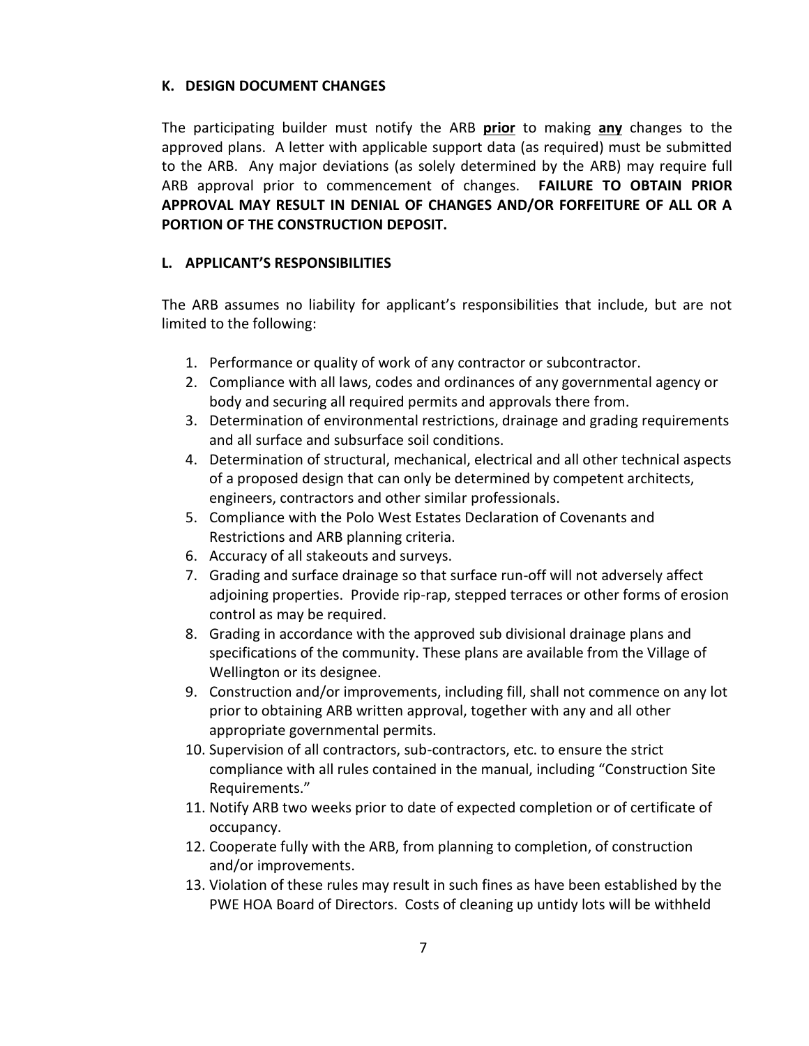### K. DESIGN DOCUMENT CHANGES

The participating builder must notify the ARB **prior** to making **any** changes to the approved plans. A letter with applicable support data (as required) must be submitted to the ARB. Any major deviations (as solely determined by the ARB) may require full ARB approval prior to commencement of changes. **FAILURE TO OBTAIN PRIOR APPROVAL MAY RESULT IN DENIAL OF CHANGES AND/OR FORFEITURE OF ALL OR A PORTION OF THE CONSTRUCTION DEPOSIT.**

### L. APPLICANT'S RESPONSIBILITIES

The ARB assumes no liability for applicant's responsibilities that include, but are not limited to the following:

1. Performance or quality of work of any contractor or subcontractor.
2. Compliance with all laws, codes and ordinances of any governmental agency or body and securing all required permits and approvals there from.
3. Determination of environmental restrictions, drainage and grading requirements and all surface and subsurface soil conditions.
4. Determination of structural, mechanical, electrical and all other technical aspects of a proposed design that can only be determined by competent architects, engineers, contractors and other similar professionals.
5. Compliance with the Polo West Estates Declaration of Covenants and Restrictions and ARB planning criteria.
6. Accuracy of all stakeouts and surveys.
7. Grading and surface drainage so that surface run-off will not adversely affect adjoining properties. Provide rip-rap, stepped terraces or other forms of erosion control as may be required.
8. Grading in accordance with the approved sub divisional drainage plans and specifications of the community. These plans are available from the Village of Wellington or its designee.
9. Construction and/or improvements, including fill, shall not commence on any lot prior to obtaining ARB written approval, together with any and all other appropriate governmental permits.
10. Supervision of all contractors, sub-contractors, etc. to ensure the strict compliance with all rules contained in the manual, including "Construction Site Requirements."
11. Notify ARB two weeks prior to date of expected completion or of certificate of occupancy.
12. Cooperate fully with the ARB, from planning to completion, of construction and/or improvements.
13. Violation of these rules may result in such fines as have been established by the PWE HOA Board of Directors. Costs of cleaning up untidy lots will be withheld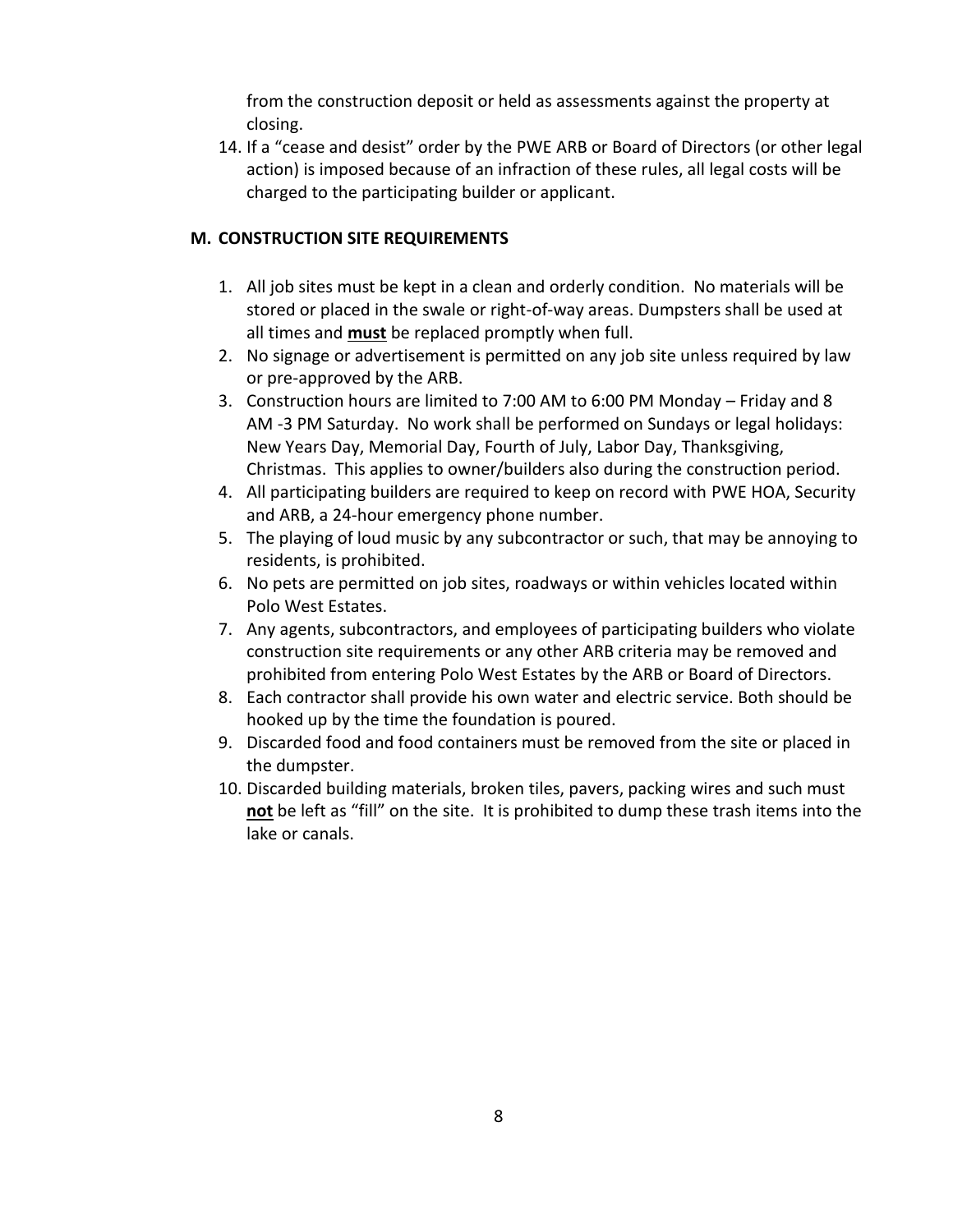from the construction deposit or held as assessments against the property at closing.

14. If a "cease and desist" order by the PWE ARB or Board of Directors (or other legal action) is imposed because of an infraction of these rules, all legal costs will be charged to the participating builder or applicant.

## M. CONSTRUCTION SITE REQUIREMENTS

1. All job sites must be kept in a clean and orderly condition. No materials will be stored or placed in the swale or right-of-way areas. Dumpsters shall be used at all times and **must** be replaced promptly when full.
2. No signage or advertisement is permitted on any job site unless required by law or pre-approved by the ARB.
3. Construction hours are limited to 7:00 AM to 6:00 PM Monday – Friday and 8 AM -3 PM Saturday. No work shall be performed on Sundays or legal holidays: New Years Day, Memorial Day, Fourth of July, Labor Day, Thanksgiving, Christmas. This applies to owner/builders also during the construction period.
4. All participating builders are required to keep on record with PWE HOA, Security and ARB, a 24-hour emergency phone number.
5. The playing of loud music by any subcontractor or such, that may be annoying to residents, is prohibited.
6. No pets are permitted on job sites, roadways or within vehicles located within Polo West Estates.
7. Any agents, subcontractors, and employees of participating builders who violate construction site requirements or any other ARB criteria may be removed and prohibited from entering Polo West Estates by the ARB or Board of Directors.
8. Each contractor shall provide his own water and electric service. Both should be hooked up by the time the foundation is poured.
9. Discarded food and food containers must be removed from the site or placed in the dumpster.
10. Discarded building materials, broken tiles, pavers, packing wires and such must **not** be left as "fill" on the site. It is prohibited to dump these trash items into the lake or canals.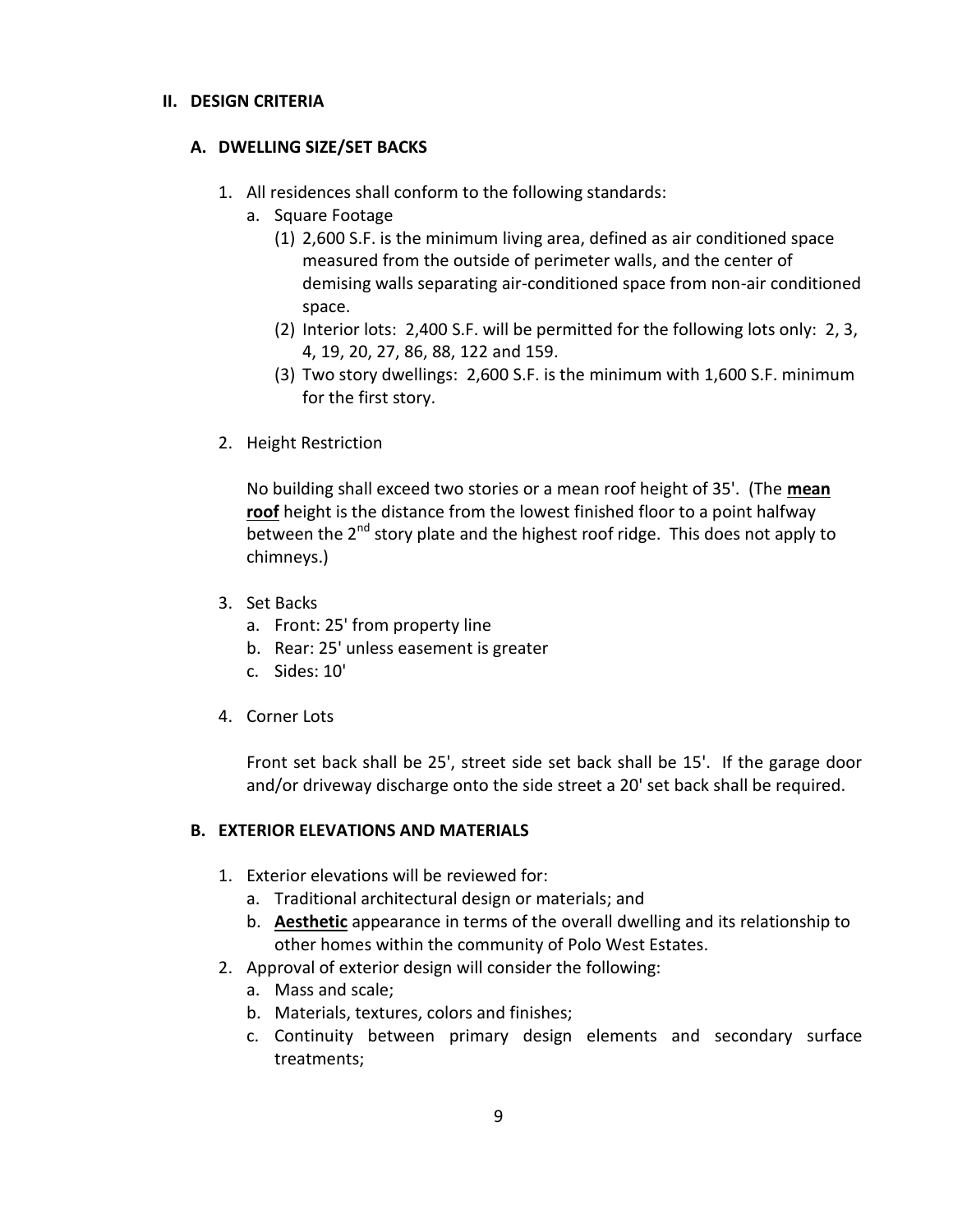## II. DESIGN CRITERIA

### A. DWELLING SIZE/SET BACKS

1. All residences shall conform to the following standards:
   a. Square Footage
      (1) 2,600 S.F. is the minimum living area, defined as air conditioned space measured from the outside of perimeter walls, and the center of demising walls separating air-conditioned space from non-air conditioned space.
      (2) Interior lots: 2,400 S.F. will be permitted for the following lots only: 2, 3, 4, 19, 20, 27, 86, 88, 122 and 159.
      (3) Two story dwellings: 2,600 S.F. is the minimum with 1,600 S.F. minimum for the first story.

2. Height Restriction

   No building shall exceed two stories or a mean roof height of 35'. (The **mean roof** height is the distance from the lowest finished floor to a point halfway between the 2nd story plate and the highest roof ridge. This does not apply to chimneys.)

3. Set Backs
   a. Front: 25' from property line
   b. Rear: 25' unless easement is greater
   c. Sides: 10'

4. Corner Lots

   Front set back shall be 25', street side set back shall be 15'. If the garage door and/or driveway discharge onto the side street a 20' set back shall be required.

### B. EXTERIOR ELEVATIONS AND MATERIALS

1. Exterior elevations will be reviewed for:
   a. Traditional architectural design or materials; and
   b. **Aesthetic** appearance in terms of the overall dwelling and its relationship to other homes within the community of Polo West Estates.
2. Approval of exterior design will consider the following:
   a. Mass and scale;
   b. Materials, textures, colors and finishes;
   c. Continuity between primary design elements and secondary surface treatments;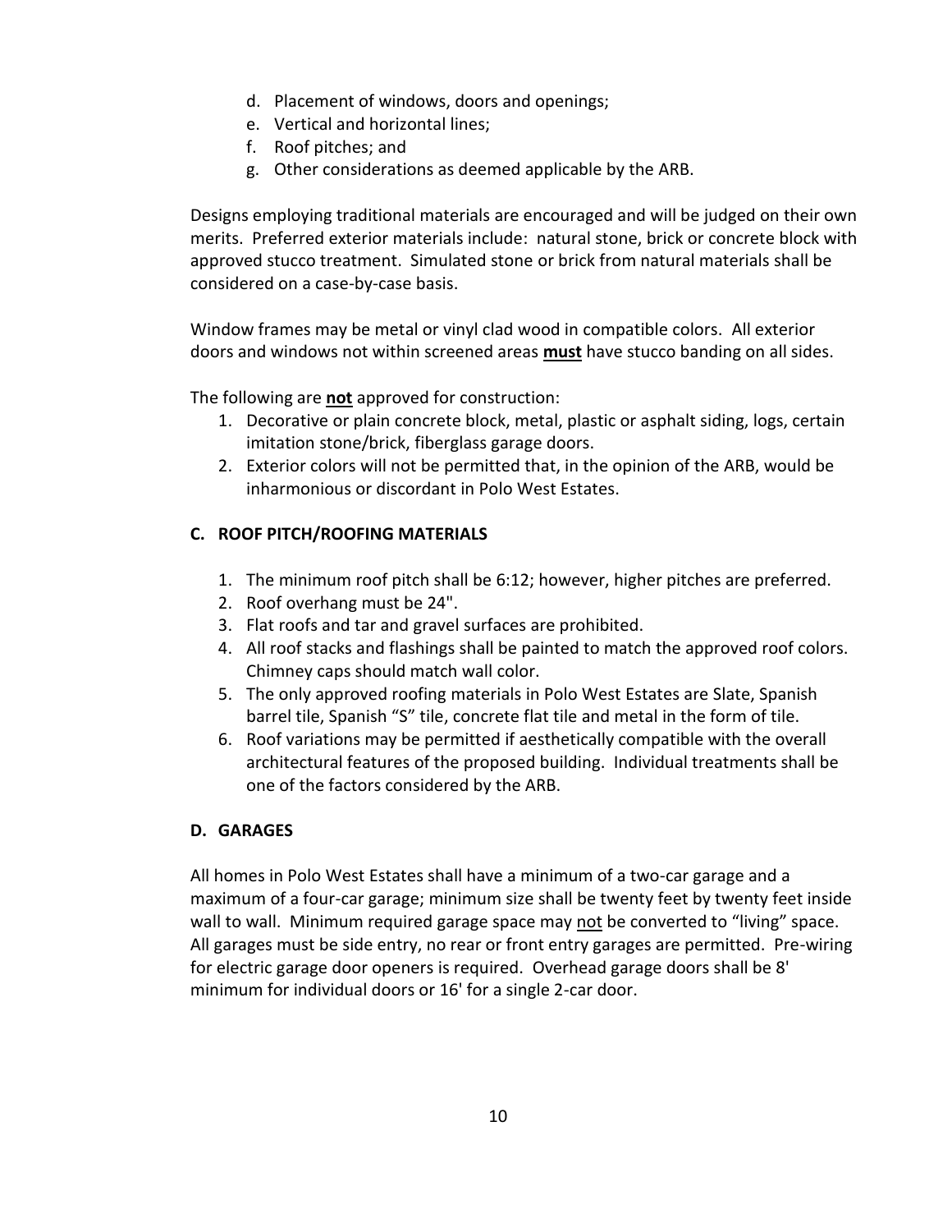d. Placement of windows, doors and openings;
e. Vertical and horizontal lines;
f. Roof pitches; and
g. Other considerations as deemed applicable by the ARB.

Designs employing traditional materials are encouraged and will be judged on their own merits. Preferred exterior materials include: natural stone, brick or concrete block with approved stucco treatment. Simulated stone or brick from natural materials shall be considered on a case-by-case basis.

Window frames may be metal or vinyl clad wood in compatible colors. All exterior doors and windows not within screened areas **must** have stucco banding on all sides.

The following are **not** approved for construction:

1. Decorative or plain concrete block, metal, plastic or asphalt siding, logs, certain imitation stone/brick, fiberglass garage doors.
2. Exterior colors will not be permitted that, in the opinion of the ARB, would be inharmonious or discordant in Polo West Estates.

### C. ROOF PITCH/ROOFING MATERIALS

1. The minimum roof pitch shall be 6:12; however, higher pitches are preferred.
2. Roof overhang must be 24".
3. Flat roofs and tar and gravel surfaces are prohibited.
4. All roof stacks and flashings shall be painted to match the approved roof colors. Chimney caps should match wall color.
5. The only approved roofing materials in Polo West Estates are Slate, Spanish barrel tile, Spanish "S" tile, concrete flat tile and metal in the form of tile.
6. Roof variations may be permitted if aesthetically compatible with the overall architectural features of the proposed building. Individual treatments shall be one of the factors considered by the ARB.

### D. GARAGES

All homes in Polo West Estates shall have a minimum of a two-car garage and a maximum of a four-car garage; minimum size shall be twenty feet by twenty feet inside wall to wall. Minimum required garage space may not be converted to "living" space. All garages must be side entry, no rear or front entry garages are permitted. Pre-wiring for electric garage door openers is required. Overhead garage doors shall be 8' minimum for individual doors or 16' for a single 2-car door.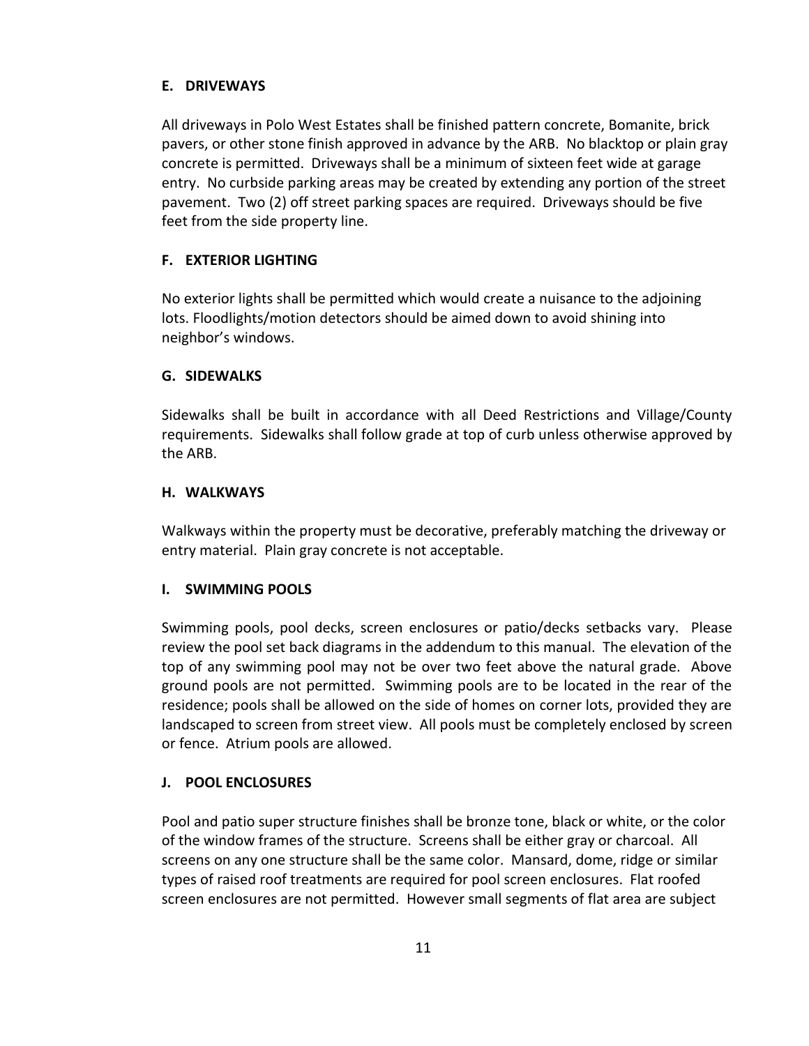### E. DRIVEWAYS

All driveways in Polo West Estates shall be finished pattern concrete, Bomanite, brick pavers, or other stone finish approved in advance by the ARB. No blacktop or plain gray concrete is permitted. Driveways shall be a minimum of sixteen feet wide at garage entry. No curbside parking areas may be created by extending any portion of the street pavement. Two (2) off street parking spaces are required. Driveways should be five feet from the side property line.

### F. EXTERIOR LIGHTING

No exterior lights shall be permitted which would create a nuisance to the adjoining lots. Floodlights/motion detectors should be aimed down to avoid shining into neighbor's windows.

### G. SIDEWALKS

Sidewalks shall be built in accordance with all Deed Restrictions and Village/County requirements. Sidewalks shall follow grade at top of curb unless otherwise approved by the ARB.

### H. WALKWAYS

Walkways within the property must be decorative, preferably matching the driveway or entry material. Plain gray concrete is not acceptable.

### I. SWIMMING POOLS

Swimming pools, pool decks, screen enclosures or patio/decks setbacks vary. Please review the pool set back diagrams in the addendum to this manual. The elevation of the top of any swimming pool may not be over two feet above the natural grade. Above ground pools are not permitted. Swimming pools are to be located in the rear of the residence; pools shall be allowed on the side of homes on corner lots, provided they are landscaped to screen from street view. All pools must be completely enclosed by screen or fence. Atrium pools are allowed.

### J. POOL ENCLOSURES

Pool and patio super structure finishes shall be bronze tone, black or white, or the color of the window frames of the structure. Screens shall be either gray or charcoal. All screens on any one structure shall be the same color. Mansard, dome, ridge or similar types of raised roof treatments are required for pool screen enclosures. Flat roofed screen enclosures are not permitted. However small segments of flat area are subject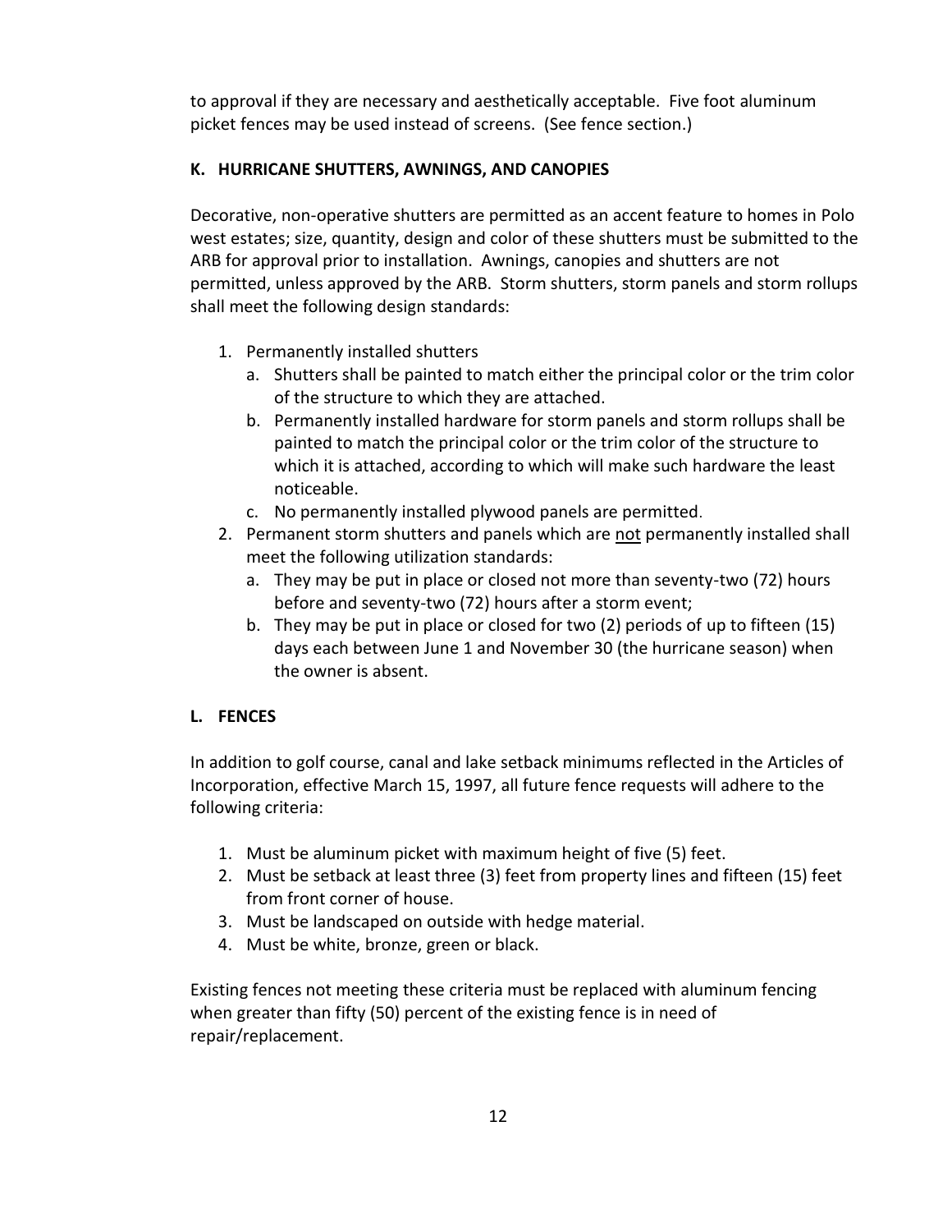to approval if they are necessary and aesthetically acceptable. Five foot aluminum picket fences may be used instead of screens. (See fence section.)

**K. HURRICANE SHUTTERS, AWNINGS, AND CANOPIES**

Decorative, non-operative shutters are permitted as an accent feature to homes in Polo west estates; size, quantity, design and color of these shutters must be submitted to the ARB for approval prior to installation. Awnings, canopies and shutters are not permitted, unless approved by the ARB. Storm shutters, storm panels and storm rollups shall meet the following design standards:

1. Permanently installed shutters
   a. Shutters shall be painted to match either the principal color or the trim color of the structure to which they are attached.
   b. Permanently installed hardware for storm panels and storm rollups shall be painted to match the principal color or the trim color of the structure to which it is attached, according to which will make such hardware the least noticeable.
   c. No permanently installed plywood panels are permitted.
2. Permanent storm shutters and panels which are <u>not</u> permanently installed shall meet the following utilization standards:
   a. They may be put in place or closed not more than seventy-two (72) hours before and seventy-two (72) hours after a storm event;
   b. They may be put in place or closed for two (2) periods of up to fifteen (15) days each between June 1 and November 30 (the hurricane season) when the owner is absent.

**L. FENCES**

In addition to golf course, canal and lake setback minimums reflected in the Articles of Incorporation, effective March 15, 1997, all future fence requests will adhere to the following criteria:

1. Must be aluminum picket with maximum height of five (5) feet.
2. Must be setback at least three (3) feet from property lines and fifteen (15) feet from front corner of house.
3. Must be landscaped on outside with hedge material.
4. Must be white, bronze, green or black.

Existing fences not meeting these criteria must be replaced with aluminum fencing when greater than fifty (50) percent of the existing fence is in need of repair/replacement.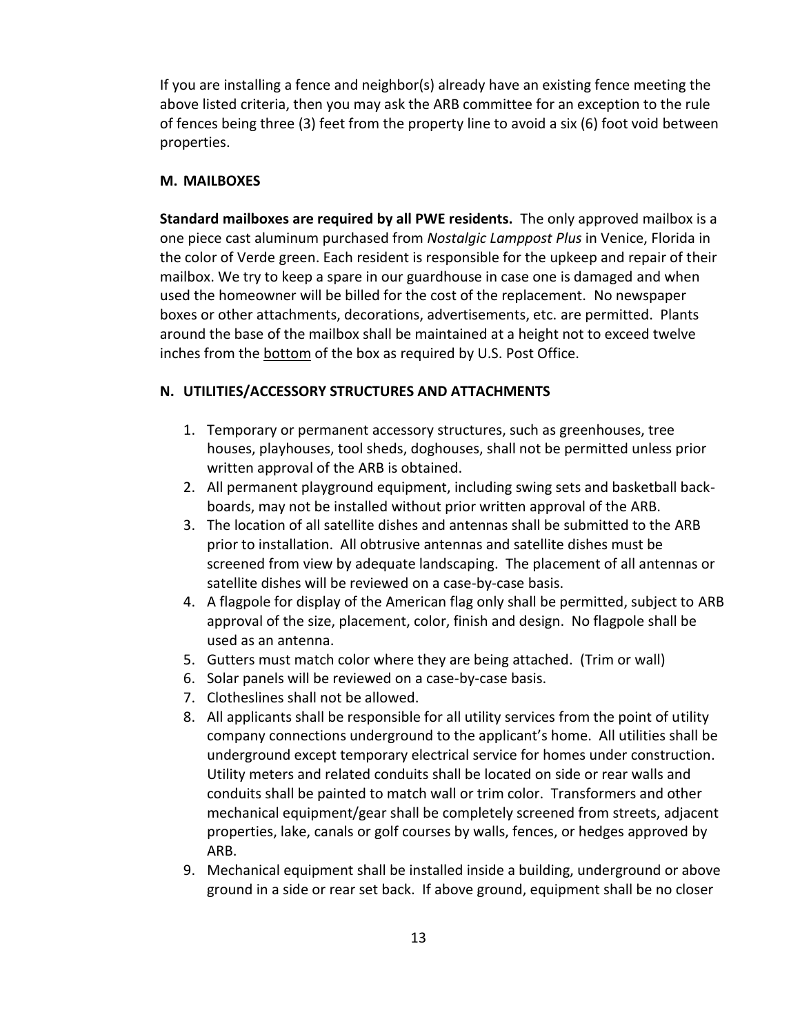If you are installing a fence and neighbor(s) already have an existing fence meeting the above listed criteria, then you may ask the ARB committee for an exception to the rule of fences being three (3) feet from the property line to avoid a six (6) foot void between properties.

### M. MAILBOXES

**Standard mailboxes are required by all PWE residents.** The only approved mailbox is a one piece cast aluminum purchased from *Nostalgic Lamppost Plus* in Venice, Florida in the color of Verde green. Each resident is responsible for the upkeep and repair of their mailbox. We try to keep a spare in our guardhouse in case one is damaged and when used the homeowner will be billed for the cost of the replacement. No newspaper boxes or other attachments, decorations, advertisements, etc. are permitted. Plants around the base of the mailbox shall be maintained at a height not to exceed twelve inches from the <u>bottom</u> of the box as required by U.S. Post Office.

### N. UTILITIES/ACCESSORY STRUCTURES AND ATTACHMENTS

1. Temporary or permanent accessory structures, such as greenhouses, tree houses, playhouses, tool sheds, doghouses, shall not be permitted unless prior written approval of the ARB is obtained.
2. All permanent playground equipment, including swing sets and basketball back-boards, may not be installed without prior written approval of the ARB.
3. The location of all satellite dishes and antennas shall be submitted to the ARB prior to installation. All obtrusive antennas and satellite dishes must be screened from view by adequate landscaping. The placement of all antennas or satellite dishes will be reviewed on a case-by-case basis.
4. A flagpole for display of the American flag only shall be permitted, subject to ARB approval of the size, placement, color, finish and design. No flagpole shall be used as an antenna.
5. Gutters must match color where they are being attached. (Trim or wall)
6. Solar panels will be reviewed on a case-by-case basis.
7. Clotheslines shall not be allowed.
8. All applicants shall be responsible for all utility services from the point of utility company connections underground to the applicant's home. All utilities shall be underground except temporary electrical service for homes under construction. Utility meters and related conduits shall be located on side or rear walls and conduits shall be painted to match wall or trim color. Transformers and other mechanical equipment/gear shall be completely screened from streets, adjacent properties, lake, canals or golf courses by walls, fences, or hedges approved by ARB.
9. Mechanical equipment shall be installed inside a building, underground or above ground in a side or rear set back. If above ground, equipment shall be no closer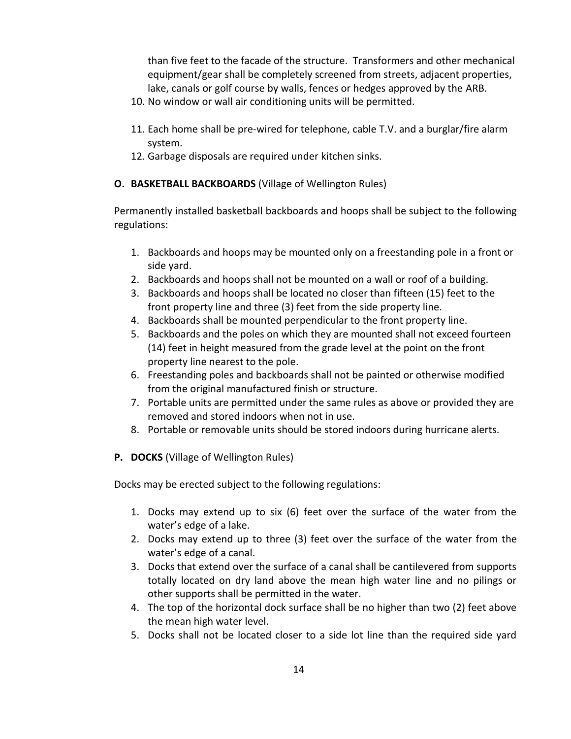than five feet to the facade of the structure. Transformers and other mechanical equipment/gear shall be completely screened from streets, adjacent properties, lake, canals or golf course by walls, fences or hedges approved by the ARB.

10. No window or wall air conditioning units will be permitted.
11. Each home shall be pre-wired for telephone, cable T.V. and a burglar/fire alarm system.
12. Garbage disposals are required under kitchen sinks.

**O. BASKETBALL BACKBOARDS** (Village of Wellington Rules)

Permanently installed basketball backboards and hoops shall be subject to the following regulations:

1. Backboards and hoops may be mounted only on a freestanding pole in a front or side yard.
2. Backboards and hoops shall not be mounted on a wall or roof of a building.
3. Backboards and hoops shall be located no closer than fifteen (15) feet to the front property line and three (3) feet from the side property line.
4. Backboards shall be mounted perpendicular to the front property line.
5. Backboards and the poles on which they are mounted shall not exceed fourteen (14) feet in height measured from the grade level at the point on the front property line nearest to the pole.
6. Freestanding poles and backboards shall not be painted or otherwise modified from the original manufactured finish or structure.
7. Portable units are permitted under the same rules as above or provided they are removed and stored indoors when not in use.
8. Portable or removable units should be stored indoors during hurricane alerts.

**P. DOCKS** (Village of Wellington Rules)

Docks may be erected subject to the following regulations:

1. Docks may extend up to six (6) feet over the surface of the water from the water's edge of a lake.
2. Docks may extend up to three (3) feet over the surface of the water from the water's edge of a canal.
3. Docks that extend over the surface of a canal shall be cantilevered from supports totally located on dry land above the mean high water line and no pilings or other supports shall be permitted in the water.
4. The top of the horizontal dock surface shall be no higher than two (2) feet above the mean high water level.
5. Docks shall not be located closer to a side lot line than the required side yard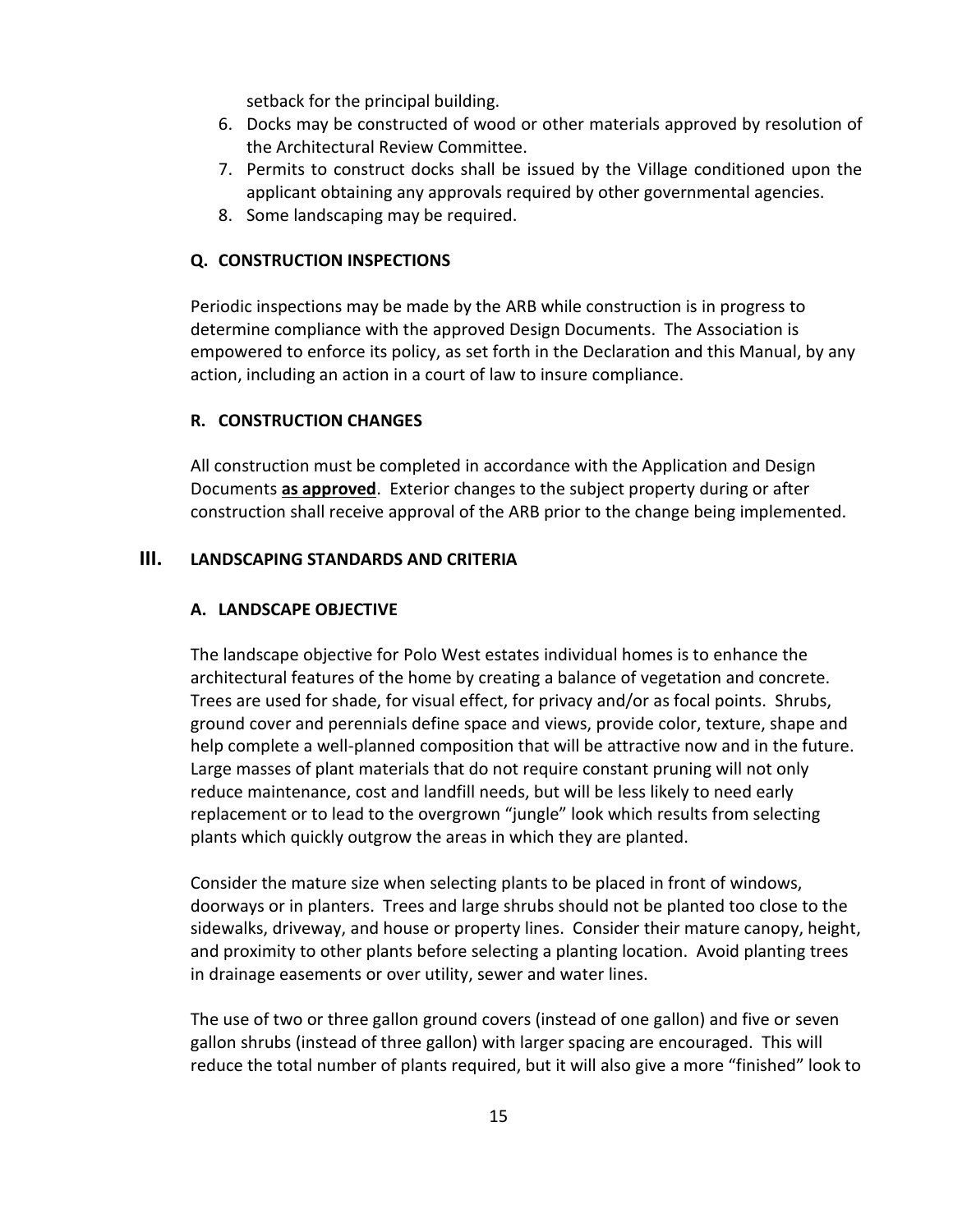setback for the principal building.

6. Docks may be constructed of wood or other materials approved by resolution of the Architectural Review Committee.
7. Permits to construct docks shall be issued by the Village conditioned upon the applicant obtaining any approvals required by other governmental agencies.
8. Some landscaping may be required.

### Q. CONSTRUCTION INSPECTIONS

Periodic inspections may be made by the ARB while construction is in progress to determine compliance with the approved Design Documents. The Association is empowered to enforce its policy, as set forth in the Declaration and this Manual, by any action, including an action in a court of law to insure compliance.

### R. CONSTRUCTION CHANGES

All construction must be completed in accordance with the Application and Design Documents **as approved**. Exterior changes to the subject property during or after construction shall receive approval of the ARB prior to the change being implemented.

## III. LANDSCAPING STANDARDS AND CRITERIA

### A. LANDSCAPE OBJECTIVE

The landscape objective for Polo West estates individual homes is to enhance the architectural features of the home by creating a balance of vegetation and concrete. Trees are used for shade, for visual effect, for privacy and/or as focal points. Shrubs, ground cover and perennials define space and views, provide color, texture, shape and help complete a well-planned composition that will be attractive now and in the future. Large masses of plant materials that do not require constant pruning will not only reduce maintenance, cost and landfill needs, but will be less likely to need early replacement or to lead to the overgrown "jungle" look which results from selecting plants which quickly outgrow the areas in which they are planted.

Consider the mature size when selecting plants to be placed in front of windows, doorways or in planters. Trees and large shrubs should not be planted too close to the sidewalks, driveway, and house or property lines. Consider their mature canopy, height, and proximity to other plants before selecting a planting location. Avoid planting trees in drainage easements or over utility, sewer and water lines.

The use of two or three gallon ground covers (instead of one gallon) and five or seven gallon shrubs (instead of three gallon) with larger spacing are encouraged. This will reduce the total number of plants required, but it will also give a more "finished" look to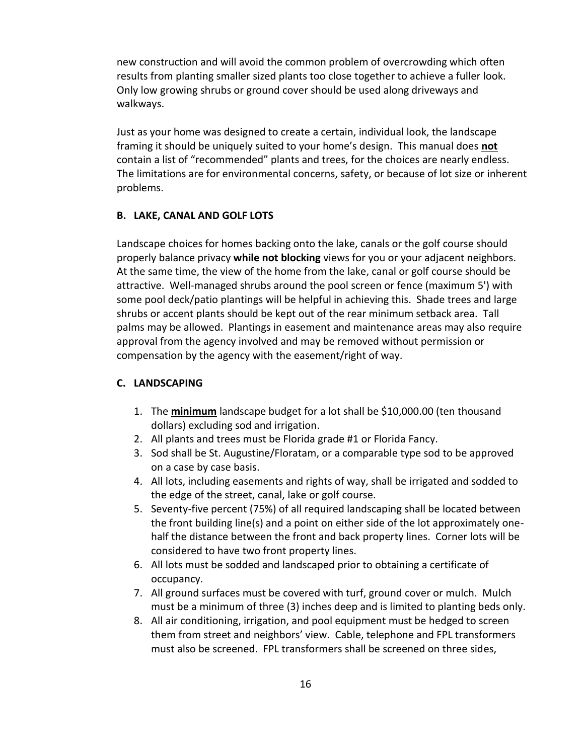new construction and will avoid the common problem of overcrowding which often results from planting smaller sized plants too close together to achieve a fuller look. Only low growing shrubs or ground cover should be used along driveways and walkways.

Just as your home was designed to create a certain, individual look, the landscape framing it should be uniquely suited to your home's design. This manual does **not** contain a list of "recommended" plants and trees, for the choices are nearly endless. The limitations are for environmental concerns, safety, or because of lot size or inherent problems.

### B. LAKE, CANAL AND GOLF LOTS

Landscape choices for homes backing onto the lake, canals or the golf course should properly balance privacy **while not blocking** views for you or your adjacent neighbors. At the same time, the view of the home from the lake, canal or golf course should be attractive. Well-managed shrubs around the pool screen or fence (maximum 5') with some pool deck/patio plantings will be helpful in achieving this. Shade trees and large shrubs or accent plants should be kept out of the rear minimum setback area. Tall palms may be allowed. Plantings in easement and maintenance areas may also require approval from the agency involved and may be removed without permission or compensation by the agency with the easement/right of way.

### C. LANDSCAPING

1. The **minimum** landscape budget for a lot shall be $10,000.00 (ten thousand dollars) excluding sod and irrigation.
2. All plants and trees must be Florida grade #1 or Florida Fancy.
3. Sod shall be St. Augustine/Floratam, or a comparable type sod to be approved on a case by case basis.
4. All lots, including easements and rights of way, shall be irrigated and sodded to the edge of the street, canal, lake or golf course.
5. Seventy-five percent (75%) of all required landscaping shall be located between the front building line(s) and a point on either side of the lot approximately one-half the distance between the front and back property lines. Corner lots will be considered to have two front property lines.
6. All lots must be sodded and landscaped prior to obtaining a certificate of occupancy.
7. All ground surfaces must be covered with turf, ground cover or mulch. Mulch must be a minimum of three (3) inches deep and is limited to planting beds only.
8. All air conditioning, irrigation, and pool equipment must be hedged to screen them from street and neighbors' view. Cable, telephone and FPL transformers must also be screened. FPL transformers shall be screened on three sides,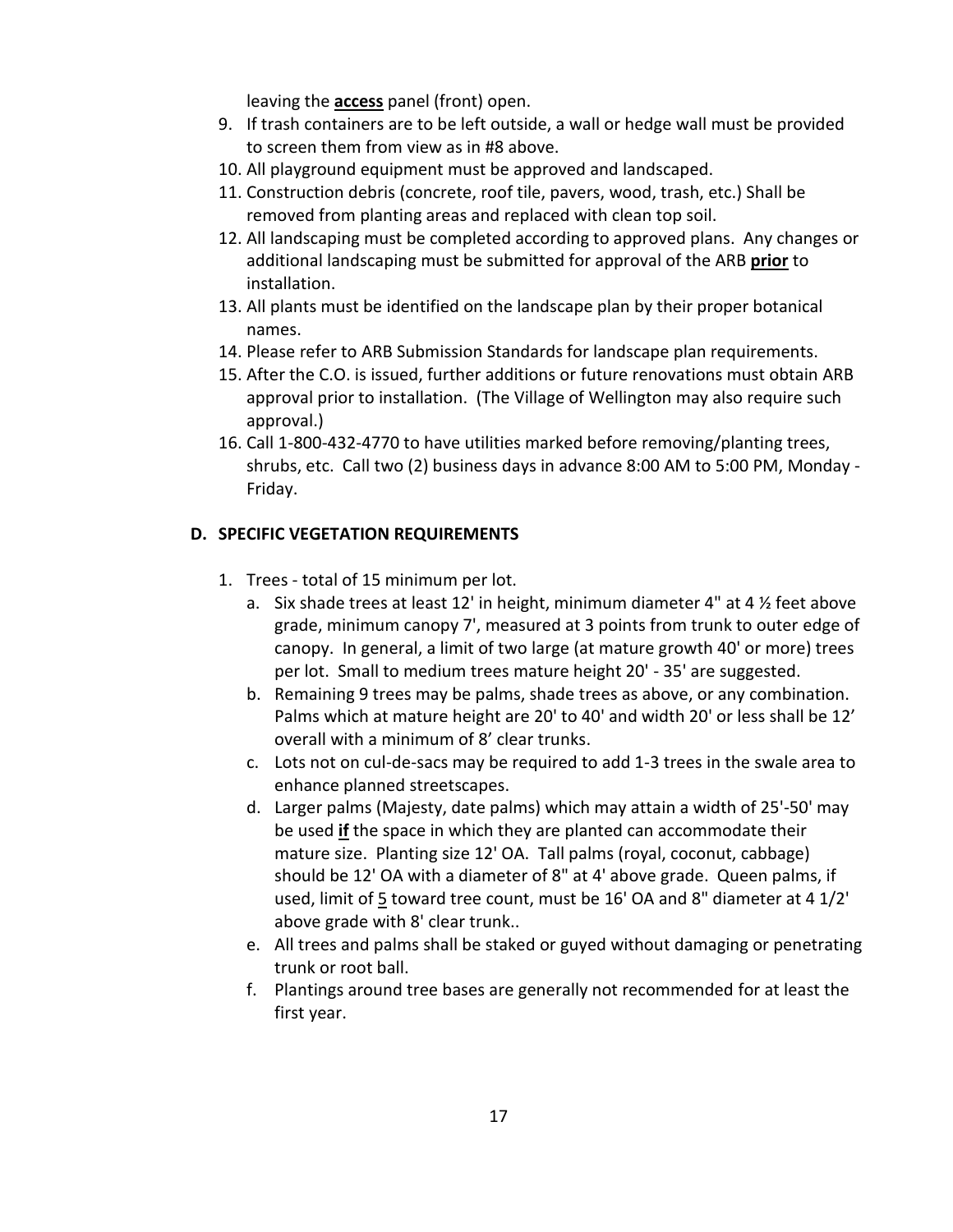leaving the **access** panel (front) open.

9. If trash containers are to be left outside, a wall or hedge wall must be provided to screen them from view as in #8 above.
10. All playground equipment must be approved and landscaped.
11. Construction debris (concrete, roof tile, pavers, wood, trash, etc.) Shall be removed from planting areas and replaced with clean top soil.
12. All landscaping must be completed according to approved plans. Any changes or additional landscaping must be submitted for approval of the ARB **prior** to installation.
13. All plants must be identified on the landscape plan by their proper botanical names.
14. Please refer to ARB Submission Standards for landscape plan requirements.
15. After the C.O. is issued, further additions or future renovations must obtain ARB approval prior to installation. (The Village of Wellington may also require such approval.)
16. Call 1-800-432-4770 to have utilities marked before removing/planting trees, shrubs, etc. Call two (2) business days in advance 8:00 AM to 5:00 PM, Monday - Friday.

## D. SPECIFIC VEGETATION REQUIREMENTS

1. Trees - total of 15 minimum per lot.
   a. Six shade trees at least 12' in height, minimum diameter 4" at 4 ½ feet above grade, minimum canopy 7', measured at 3 points from trunk to outer edge of canopy. In general, a limit of two large (at mature growth 40' or more) trees per lot. Small to medium trees mature height 20' - 35' are suggested.
   b. Remaining 9 trees may be palms, shade trees as above, or any combination. Palms which at mature height are 20' to 40' and width 20' or less shall be 12' overall with a minimum of 8' clear trunks.
   c. Lots not on cul-de-sacs may be required to add 1-3 trees in the swale area to enhance planned streetscapes.
   d. Larger palms (Majesty, date palms) which may attain a width of 25'-50' may be used **if** the space in which they are planted can accommodate their mature size. Planting size 12' OA. Tall palms (royal, coconut, cabbage) should be 12' OA with a diameter of 8" at 4' above grade. Queen palms, if used, limit of 5 toward tree count, must be 16' OA and 8" diameter at 4 1/2' above grade with 8' clear trunk..
   e. All trees and palms shall be staked or guyed without damaging or penetrating trunk or root ball.
   f. Plantings around tree bases are generally not recommended for at least the first year.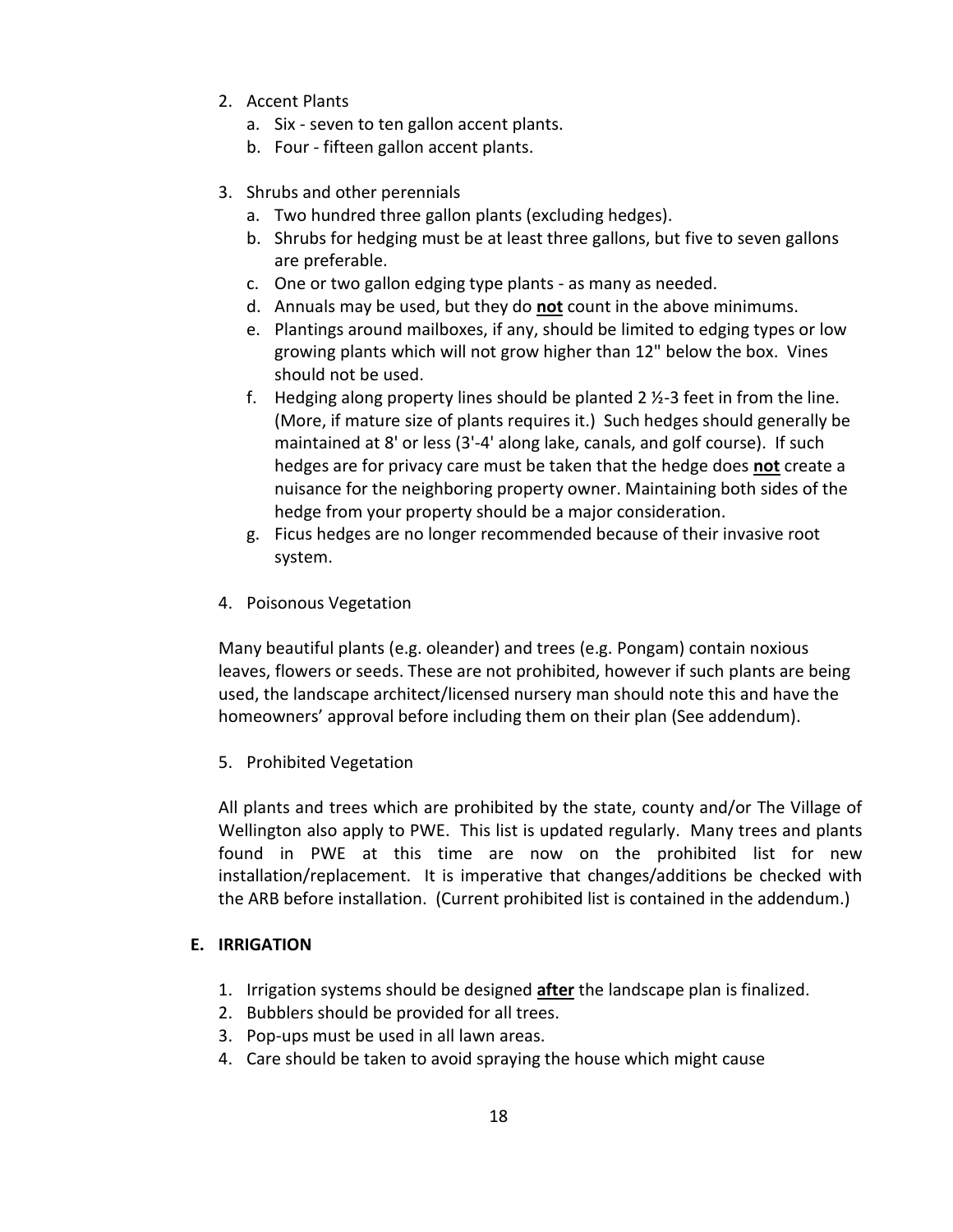2. Accent Plants
    a. Six - seven to ten gallon accent plants.
    b. Four - fifteen gallon accent plants.

3. Shrubs and other perennials
    a. Two hundred three gallon plants (excluding hedges).
    b. Shrubs for hedging must be at least three gallons, but five to seven gallons are preferable.
    c. One or two gallon edging type plants - as many as needed.
    d. Annuals may be used, but they do **not** count in the above minimums.
    e. Plantings around mailboxes, if any, should be limited to edging types or low growing plants which will not grow higher than 12" below the box. Vines should not be used.
    f. Hedging along property lines should be planted 2 ½-3 feet in from the line. (More, if mature size of plants requires it.) Such hedges should generally be maintained at 8' or less (3'-4' along lake, canals, and golf course). If such hedges are for privacy care must be taken that the hedge does **not** create a nuisance for the neighboring property owner. Maintaining both sides of the hedge from your property should be a major consideration.
    g. Ficus hedges are no longer recommended because of their invasive root system.

4. Poisonous Vegetation

    Many beautiful plants (e.g. oleander) and trees (e.g. Pongam) contain noxious leaves, flowers or seeds. These are not prohibited, however if such plants are being used, the landscape architect/licensed nursery man should note this and have the homeowners' approval before including them on their plan (See addendum).

5. Prohibited Vegetation

    All plants and trees which are prohibited by the state, county and/or The Village of Wellington also apply to PWE. This list is updated regularly. Many trees and plants found in PWE at this time are now on the prohibited list for new installation/replacement. It is imperative that changes/additions be checked with the ARB before installation. (Current prohibited list is contained in the addendum.)

## E. IRRIGATION

1. Irrigation systems should be designed **after** the landscape plan is finalized.
2. Bubblers should be provided for all trees.
3. Pop-ups must be used in all lawn areas.
4. Care should be taken to avoid spraying the house which might cause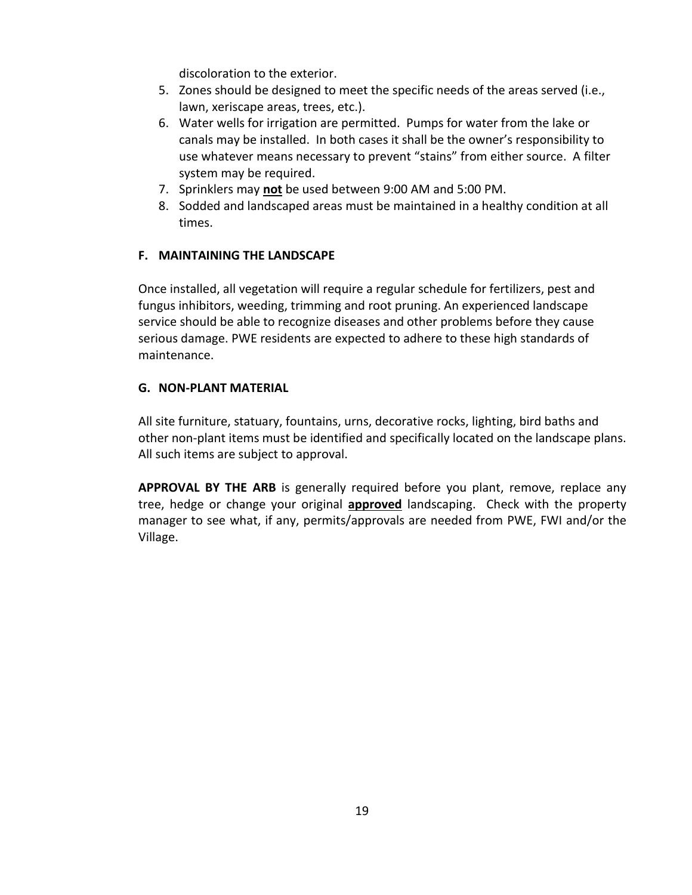discoloration to the exterior.

5. Zones should be designed to meet the specific needs of the areas served (i.e., lawn, xeriscape areas, trees, etc.).
6. Water wells for irrigation are permitted. Pumps for water from the lake or canals may be installed. In both cases it shall be the owner's responsibility to use whatever means necessary to prevent "stains" from either source. A filter system may be required.
7. Sprinklers may **not** be used between 9:00 AM and 5:00 PM.
8. Sodded and landscaped areas must be maintained in a healthy condition at all times.

**F. MAINTAINING THE LANDSCAPE**

Once installed, all vegetation will require a regular schedule for fertilizers, pest and fungus inhibitors, weeding, trimming and root pruning. An experienced landscape service should be able to recognize diseases and other problems before they cause serious damage. PWE residents are expected to adhere to these high standards of maintenance.

**G. NON-PLANT MATERIAL**

All site furniture, statuary, fountains, urns, decorative rocks, lighting, bird baths and other non-plant items must be identified and specifically located on the landscape plans. All such items are subject to approval.

**APPROVAL BY THE ARB** is generally required before you plant, remove, replace any tree, hedge or change your original **approved** landscaping. Check with the property manager to see what, if any, permits/approvals are needed from PWE, FWI and/or the Village.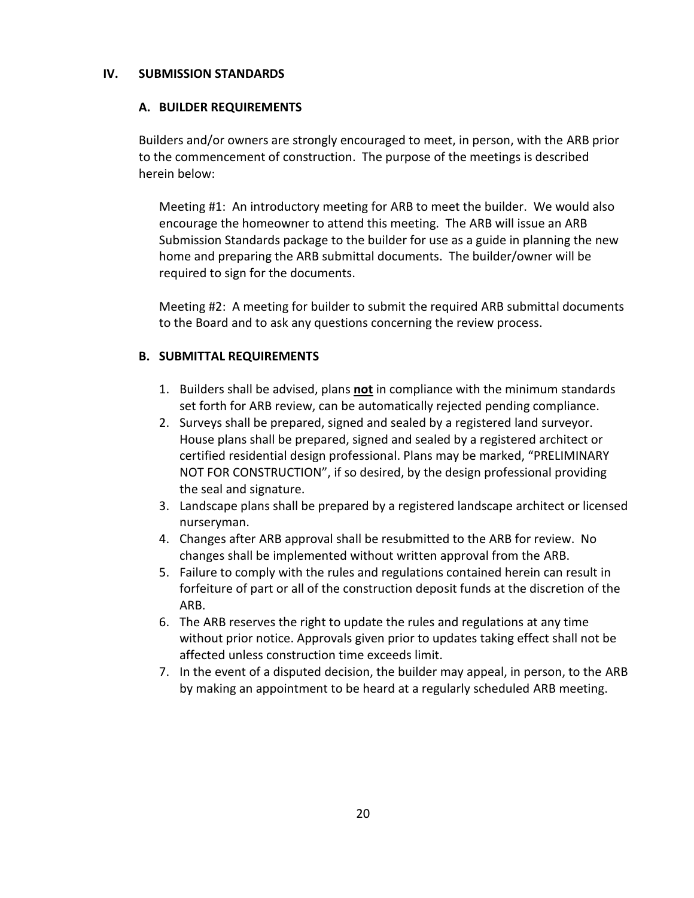## IV. SUBMISSION STANDARDS

### A. BUILDER REQUIREMENTS

Builders and/or owners are strongly encouraged to meet, in person, with the ARB prior to the commencement of construction. The purpose of the meetings is described herein below:

Meeting #1: An introductory meeting for ARB to meet the builder. We would also encourage the homeowner to attend this meeting. The ARB will issue an ARB Submission Standards package to the builder for use as a guide in planning the new home and preparing the ARB submittal documents. The builder/owner will be required to sign for the documents.

Meeting #2: A meeting for builder to submit the required ARB submittal documents to the Board and to ask any questions concerning the review process.

### B. SUBMITTAL REQUIREMENTS

1. Builders shall be advised, plans <u>**not**</u> in compliance with the minimum standards set forth for ARB review, can be automatically rejected pending compliance.
2. Surveys shall be prepared, signed and sealed by a registered land surveyor. House plans shall be prepared, signed and sealed by a registered architect or certified residential design professional. Plans may be marked, "PRELIMINARY NOT FOR CONSTRUCTION", if so desired, by the design professional providing the seal and signature.
3. Landscape plans shall be prepared by a registered landscape architect or licensed nurseryman.
4. Changes after ARB approval shall be resubmitted to the ARB for review. No changes shall be implemented without written approval from the ARB.
5. Failure to comply with the rules and regulations contained herein can result in forfeiture of part or all of the construction deposit funds at the discretion of the ARB.
6. The ARB reserves the right to update the rules and regulations at any time without prior notice. Approvals given prior to updates taking effect shall not be affected unless construction time exceeds limit.
7. In the event of a disputed decision, the builder may appeal, in person, to the ARB by making an appointment to be heard at a regularly scheduled ARB meeting.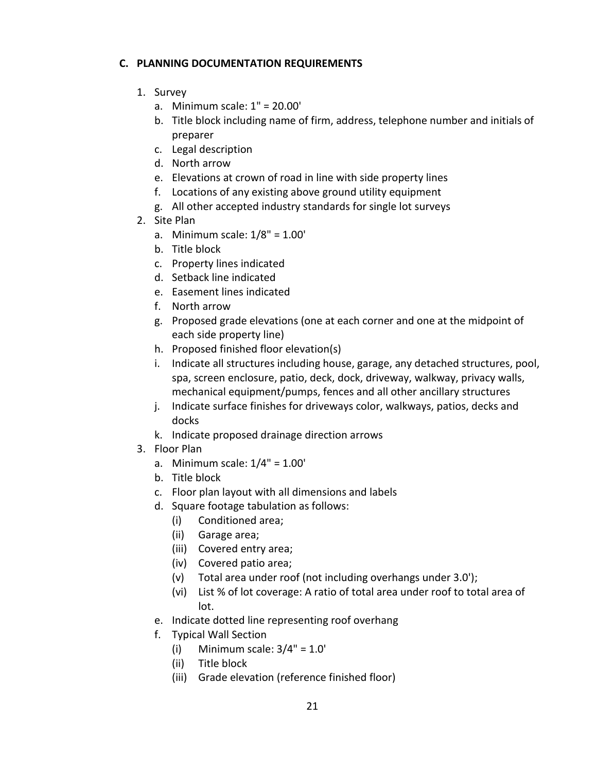### C. PLANNING DOCUMENTATION REQUIREMENTS

1. Survey
   a. Minimum scale: 1" = 20.00'
   b. Title block including name of firm, address, telephone number and initials of preparer
   c. Legal description
   d. North arrow
   e. Elevations at crown of road in line with side property lines
   f. Locations of any existing above ground utility equipment
   g. All other accepted industry standards for single lot surveys
2. Site Plan
   a. Minimum scale: 1/8" = 1.00'
   b. Title block
   c. Property lines indicated
   d. Setback line indicated
   e. Easement lines indicated
   f. North arrow
   g. Proposed grade elevations (one at each corner and one at the midpoint of each side property line)
   h. Proposed finished floor elevation(s)
   i. Indicate all structures including house, garage, any detached structures, pool, spa, screen enclosure, patio, deck, dock, driveway, walkway, privacy walls, mechanical equipment/pumps, fences and all other ancillary structures
   j. Indicate surface finishes for driveways color, walkways, patios, decks and docks
   k. Indicate proposed drainage direction arrows
3. Floor Plan
   a. Minimum scale: 1/4" = 1.00'
   b. Title block
   c. Floor plan layout with all dimensions and labels
   d. Square footage tabulation as follows:
      (i) Conditioned area;
      (ii) Garage area;
      (iii) Covered entry area;
      (iv) Covered patio area;
      (v) Total area under roof (not including overhangs under 3.0');
      (vi) List % of lot coverage: A ratio of total area under roof to total area of lot.
   e. Indicate dotted line representing roof overhang
   f. Typical Wall Section
      (i) Minimum scale: 3/4" = 1.0'
      (ii) Title block
      (iii) Grade elevation (reference finished floor)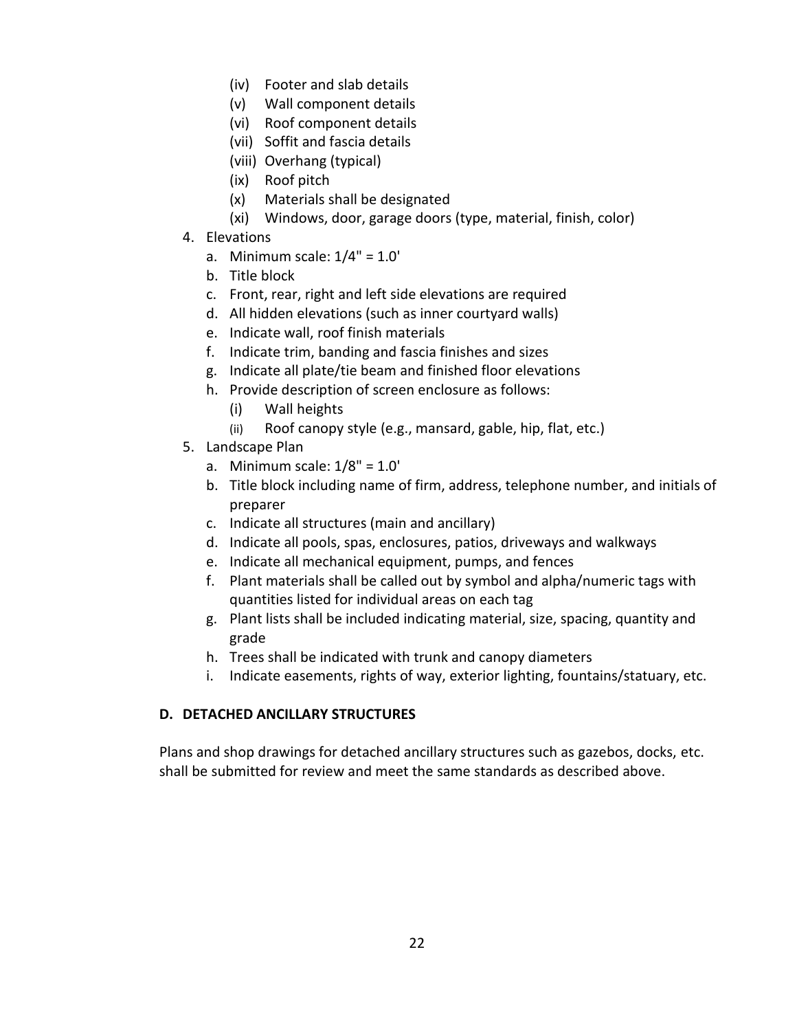- (iv) Footer and slab details
   - (v) Wall component details
   - (vi) Roof component details
   - (vii) Soffit and fascia details
   - (viii) Overhang (typical)
   - (ix) Roof pitch
   - (x) Materials shall be designated
   - (xi) Windows, door, garage doors (type, material, finish, color)

4. Elevations
   a. Minimum scale: 1/4" = 1.0'
   b. Title block
   c. Front, rear, right and left side elevations are required
   d. All hidden elevations (such as inner courtyard walls)
   e. Indicate wall, roof finish materials
   f. Indicate trim, banding and fascia finishes and sizes
   g. Indicate all plate/tie beam and finished floor elevations
   h. Provide description of screen enclosure as follows:
      - (i) Wall heights
      - (ii) Roof canopy style (e.g., mansard, gable, hip, flat, etc.)

5. Landscape Plan
   a. Minimum scale: 1/8" = 1.0'
   b. Title block including name of firm, address, telephone number, and initials of preparer
   c. Indicate all structures (main and ancillary)
   d. Indicate all pools, spas, enclosures, patios, driveways and walkways
   e. Indicate all mechanical equipment, pumps, and fences
   f. Plant materials shall be called out by symbol and alpha/numeric tags with quantities listed for individual areas on each tag
   g. Plant lists shall be included indicating material, size, spacing, quantity and grade
   h. Trees shall be indicated with trunk and canopy diameters
   i. Indicate easements, rights of way, exterior lighting, fountains/statuary, etc.

### D. DETACHED ANCILLARY STRUCTURES

Plans and shop drawings for detached ancillary structures such as gazebos, docks, etc. shall be submitted for review and meet the same standards as described above.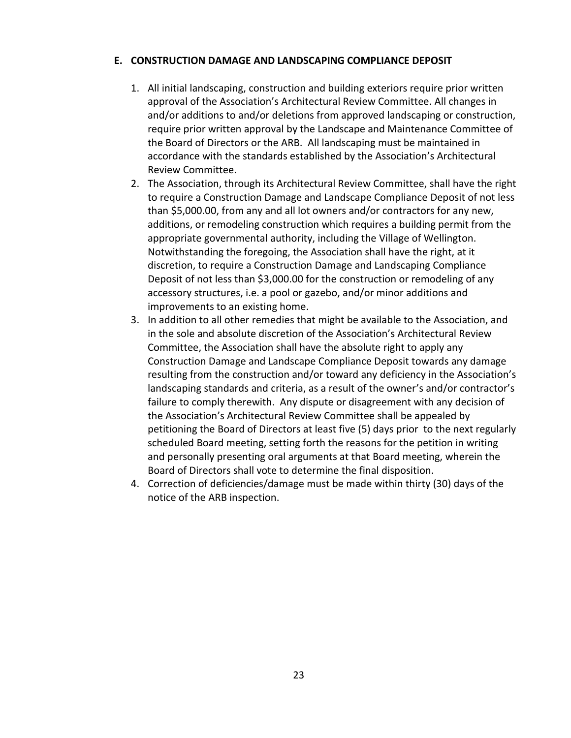**E. CONSTRUCTION DAMAGE AND LANDSCAPING COMPLIANCE DEPOSIT**

1. All initial landscaping, construction and building exteriors require prior written approval of the Association's Architectural Review Committee. All changes in and/or additions to and/or deletions from approved landscaping or construction, require prior written approval by the Landscape and Maintenance Committee of the Board of Directors or the ARB. All landscaping must be maintained in accordance with the standards established by the Association's Architectural Review Committee.
2. The Association, through its Architectural Review Committee, shall have the right to require a Construction Damage and Landscape Compliance Deposit of not less than $5,000.00, from any and all lot owners and/or contractors for any new, additions, or remodeling construction which requires a building permit from the appropriate governmental authority, including the Village of Wellington. Notwithstanding the foregoing, the Association shall have the right, at it discretion, to require a Construction Damage and Landscaping Compliance Deposit of not less than $3,000.00 for the construction or remodeling of any accessory structures, i.e. a pool or gazebo, and/or minor additions and improvements to an existing home.
3. In addition to all other remedies that might be available to the Association, and in the sole and absolute discretion of the Association's Architectural Review Committee, the Association shall have the absolute right to apply any Construction Damage and Landscape Compliance Deposit towards any damage resulting from the construction and/or toward any deficiency in the Association's landscaping standards and criteria, as a result of the owner's and/or contractor's failure to comply therewith. Any dispute or disagreement with any decision of the Association's Architectural Review Committee shall be appealed by petitioning the Board of Directors at least five (5) days prior to the next regularly scheduled Board meeting, setting forth the reasons for the petition in writing and personally presenting oral arguments at that Board meeting, wherein the Board of Directors shall vote to determine the final disposition.
4. Correction of deficiencies/damage must be made within thirty (30) days of the notice of the ARB inspection.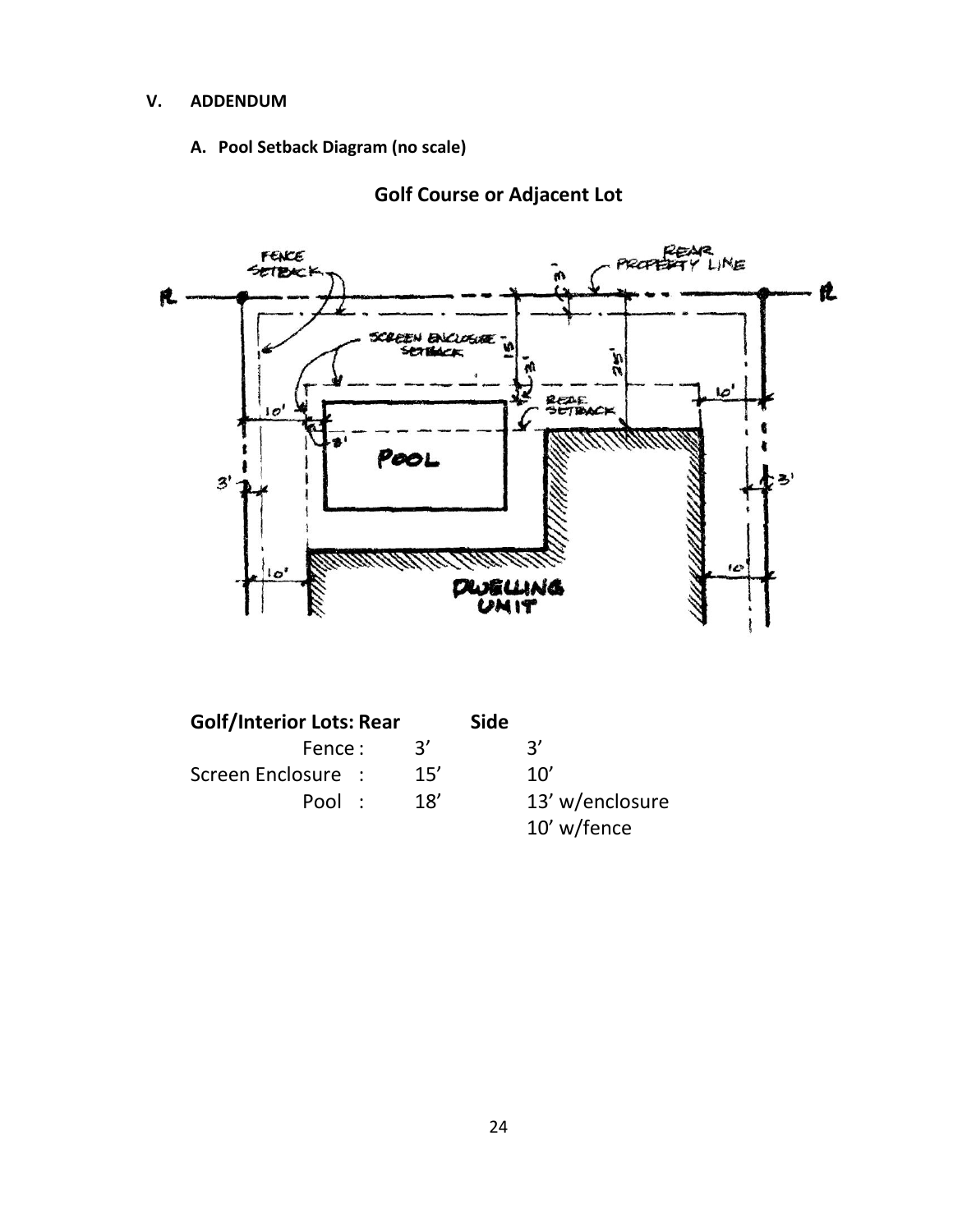## V. ADDENDUM

### A. Pool Setback Diagram (no scale)

**Golf Course or Adjacent Lot**

| **Golf/Interior Lots:** | **Rear** | **Side** |
|---|---|---|
| Fence : | 3’ | 3’ |
| Screen Enclosure : | 15’ | 10’ |
| Pool : | 18’ | 13’ w/enclosure<br>10’ w/fence |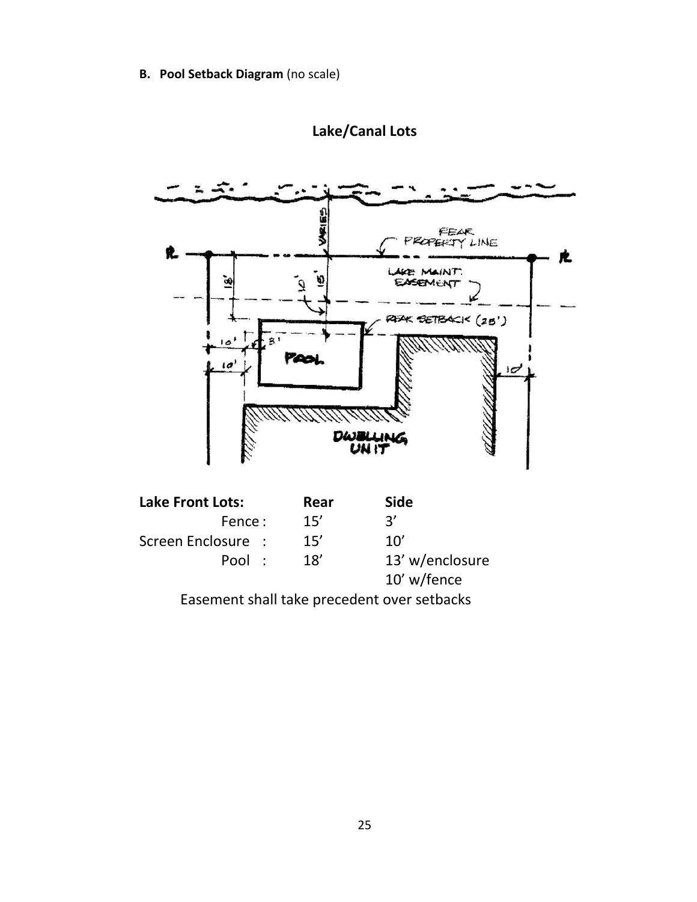**B. Pool Setback Diagram** (no scale)

## Lake/Canal Lots

| Lake Front Lots: | Rear | Side |
| --- | --- | --- |
| Fence : | 15’ | 3’ |
| Screen Enclosure : | 15’ | 10’ |
| Pool : | 18’ | 13’ w/enclosure<br>10’ w/fence |

Easement shall take precedent over setbacks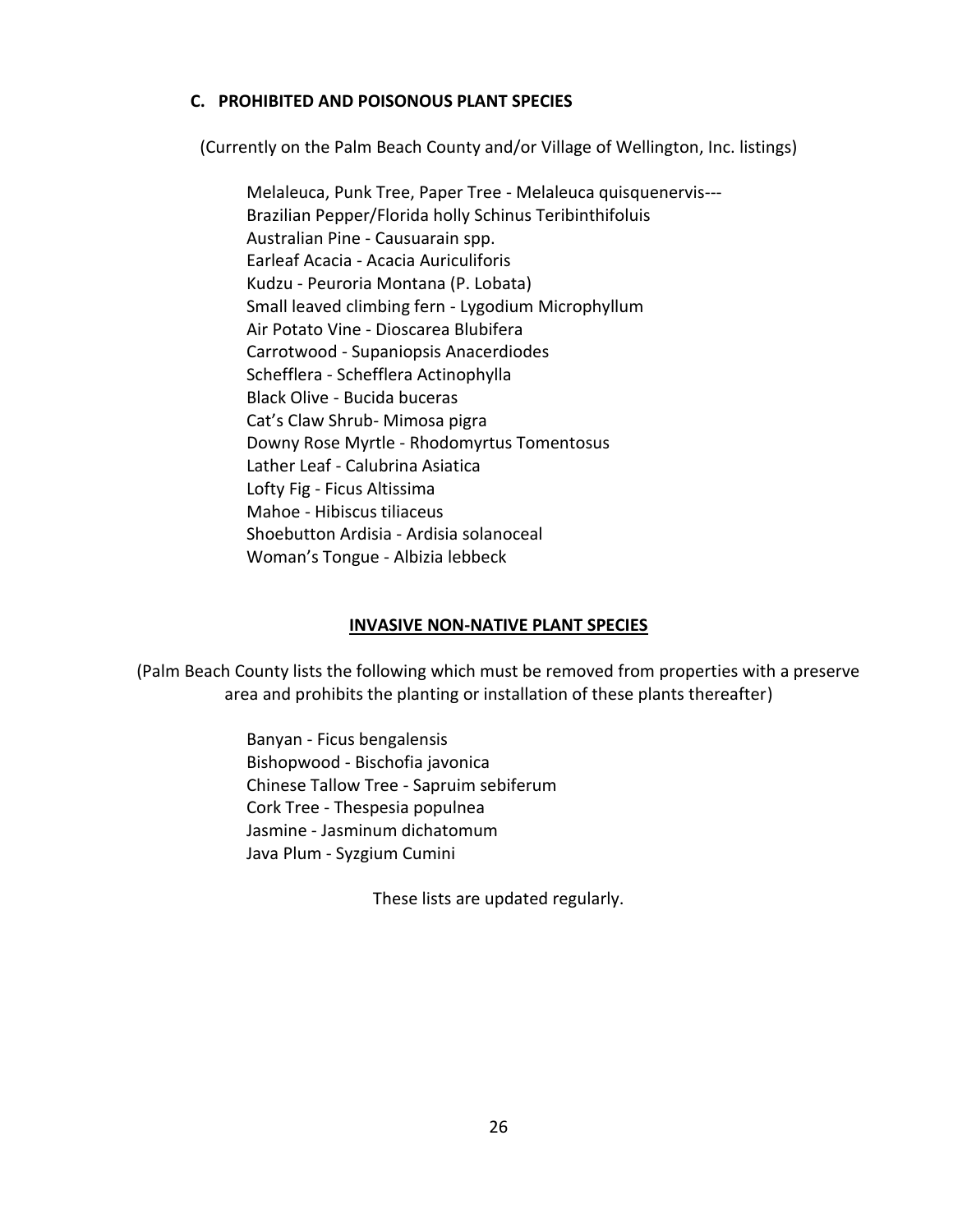### C. PROHIBITED AND POISONOUS PLANT SPECIES

(Currently on the Palm Beach County and/or Village of Wellington, Inc. listings)

Melaleuca, Punk Tree, Paper Tree - Melaleuca quisquenervis---
Brazilian Pepper/Florida holly Schinus Teribinthifoluis
Australian Pine - Causuarain spp.
Earleaf Acacia - Acacia Auriculiforis
Kudzu - Peuroria Montana (P. Lobata)
Small leaved climbing fern - Lygodium Microphyllum
Air Potato Vine - Dioscarea Blubifera
Carrotwood - Supaniopsis Anacerdiodes
Schefflera - Schefflera Actinophylla
Black Olive - Bucida buceras
Cat's Claw Shrub- Mimosa pigra
Downy Rose Myrtle - Rhodomyrtus Tomentosus
Lather Leaf - Calubrina Asiatica
Lofty Fig - Ficus Altissima
Mahoe - Hibiscus tiliaceus
Shoebutton Ardisia - Ardisia solanoceal
Woman's Tongue - Albizia lebbeck

**INVASIVE NON-NATIVE PLANT SPECIES**

(Palm Beach County lists the following which must be removed from properties with a preserve area and prohibits the planting or installation of these plants thereafter)

Banyan - Ficus bengalensis
Bishopwood - Bischofia javonica
Chinese Tallow Tree - Sapruim sebiferum
Cork Tree - Thespesia populnea
Jasmine - Jasminum dichatomum
Java Plum - Syzgium Cumini

These lists are updated regularly.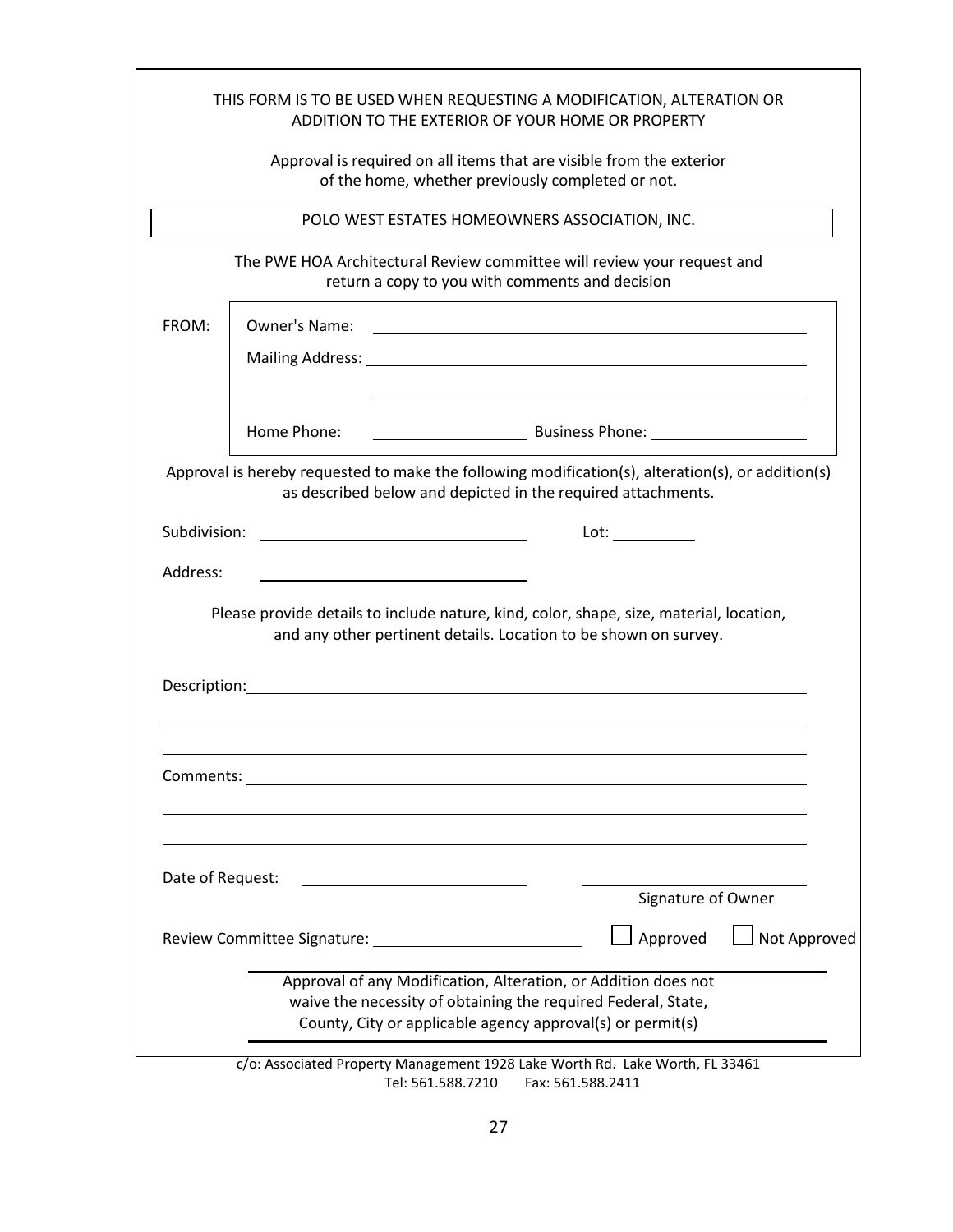THIS FORM IS TO BE USED WHEN REQUESTING A MODIFICATION, ALTERATION OR ADDITION TO THE EXTERIOR OF YOUR HOME OR PROPERTY

Approval is required on all items that are visible from the exterior of the home, whether previously completed or not.

POLO WEST ESTATES HOMEOWNERS ASSOCIATION, INC.

The PWE HOA Architectural Review committee will review your request and return a copy to you with comments and decision

FROM:

Owner's Name: ______________________________

Mailing Address: ______________________________

______________________________

Home Phone: ______________ Business Phone: ______________

Approval is hereby requested to make the following modification(s), alteration(s), or addition(s) as described below and depicted in the required attachments.

Subdivision: ______________________ Lot: __________

Address: ______________________

Please provide details to include nature, kind, color, shape, size, material, location, and any other pertinent details. Location to be shown on survey.

Description: ______________________________

______________________________

______________________________

Comments: ______________________________

______________________________

______________________________

Date of Request: ______________________ ______________________
Signature of Owner

Review Committee Signature: ______________________ ☐ Approved ☐ Not Approved

Approval of any Modification, Alteration, or Addition does not waive the necessity of obtaining the required Federal, State, County, City or applicable agency approval(s) or permit(s)

c/o: Associated Property Management 1928 Lake Worth Rd. Lake Worth, FL 33461
Tel: 561.588.7210 Fax: 561.588.2411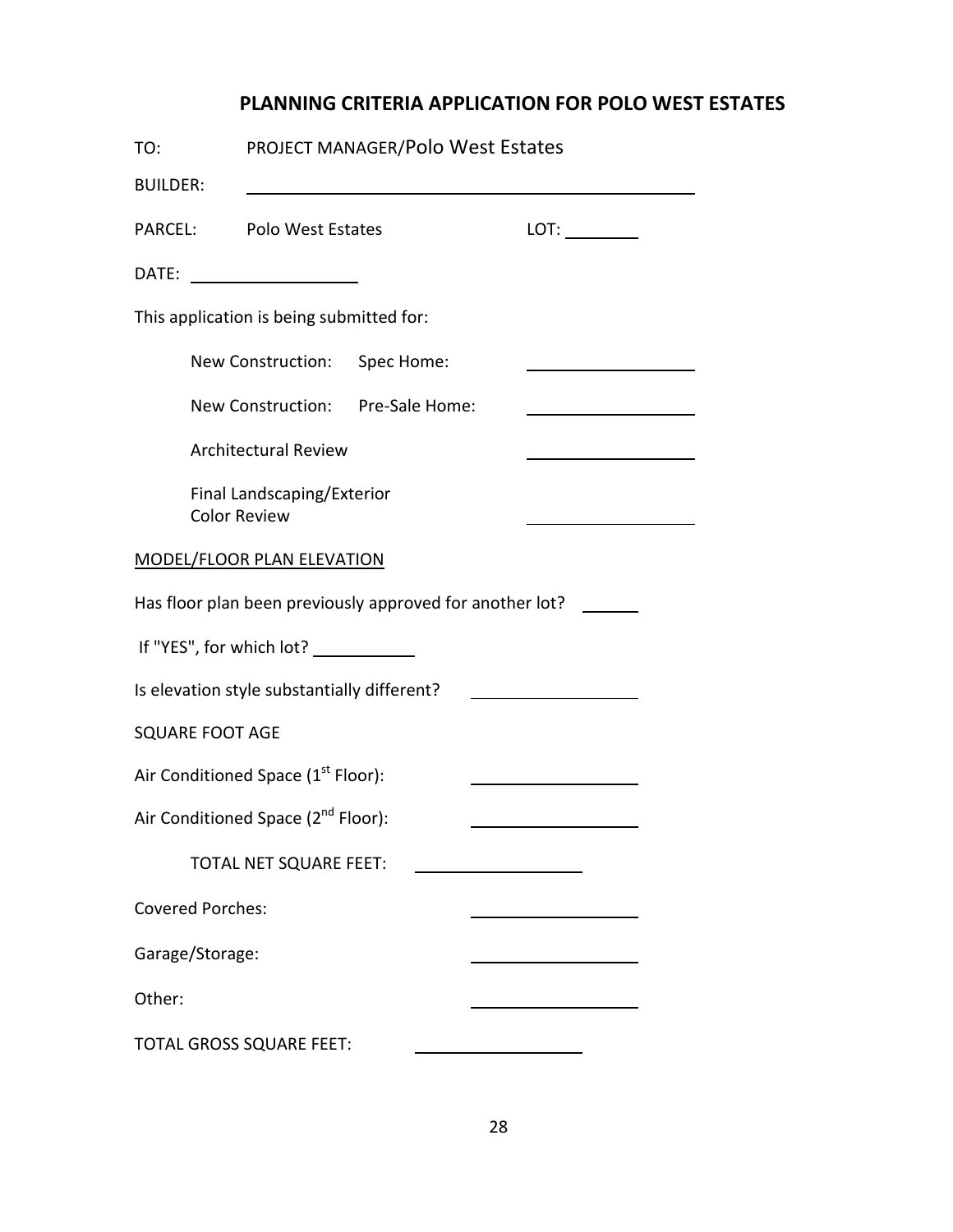## PLANNING CRITERIA APPLICATION FOR POLO WEST ESTATES

TO: PROJECT MANAGER/Polo West Estates

BUILDER: ______________________________

PARCEL: Polo West Estates LOT: ________

DATE: ________________

This application is being submitted for:

- New Construction: Spec Home: ________________
- New Construction: Pre-Sale Home: ________________
- Architectural Review ________________
- Final Landscaping/Exterior Color Review ________________

MODEL/FLOOR PLAN ELEVATION

Has floor plan been previously approved for another lot? ______

If "YES", for which lot? __________

Is elevation style substantially different? ________________

SQUARE FOOT AGE

Air Conditioned Space (1st Floor): ________________

Air Conditioned Space (2nd Floor): ________________

TOTAL NET SQUARE FEET: ________________

Covered Porches: ________________

Garage/Storage: ________________

Other: ________________

TOTAL GROSS SQUARE FEET: ________________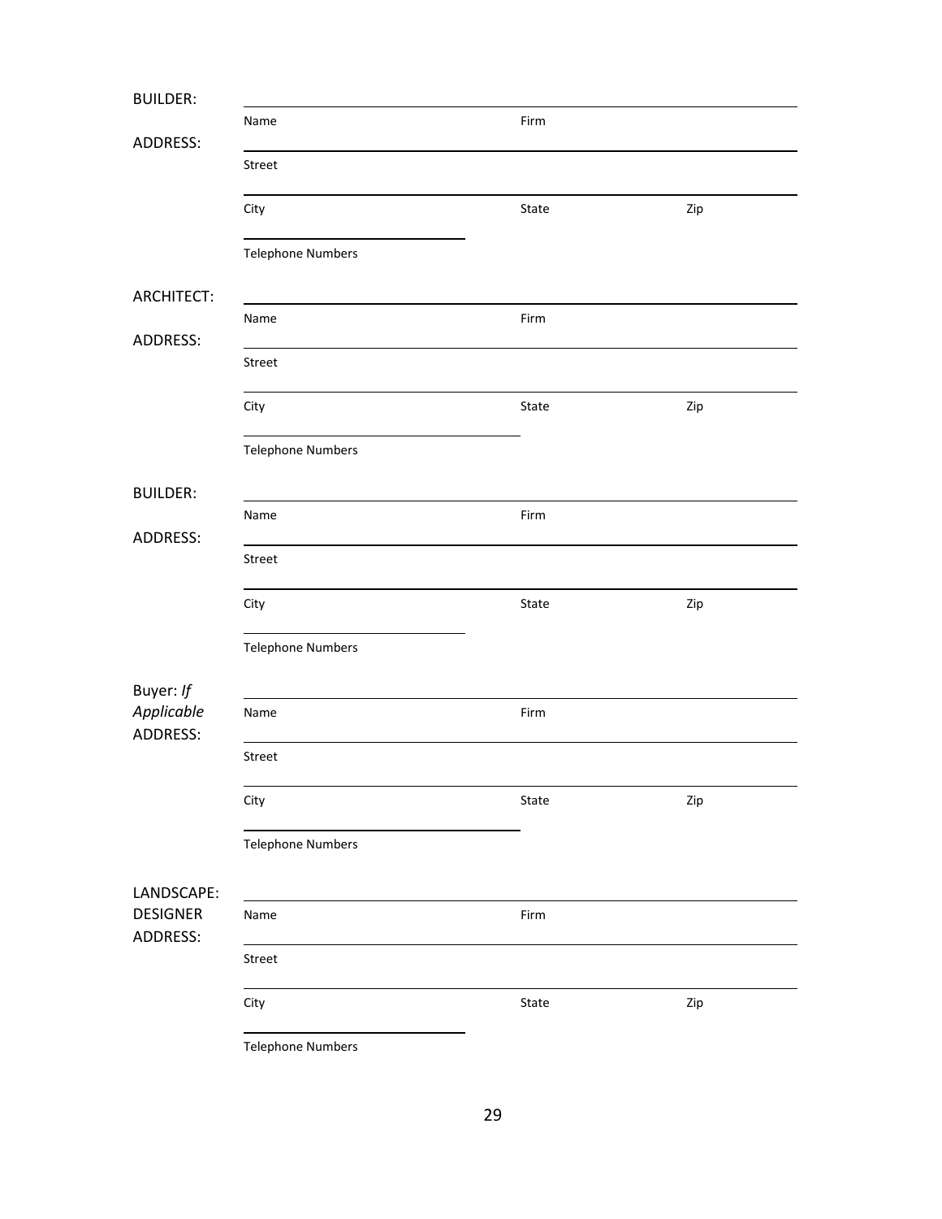BUILDER:

| | | |
|---|---|---|
| Name | Firm | |

ADDRESS:

| | | |
|---|---|---|
| Street | | |
| City | State | Zip |
| Telephone Numbers | | |

ARCHITECT:

| | | |
|---|---|---|
| Name | Firm | |

ADDRESS:

| | | |
|---|---|---|
| Street | | |
| City | State | Zip |
| Telephone Numbers | | |

BUILDER:

| | | |
|---|---|---|
| Name | Firm | |

ADDRESS:

| | | |
|---|---|---|
| Street | | |
| City | State | Zip |
| Telephone Numbers | | |

Buyer: *If Applicable*

| | | |
|---|---|---|
| Name | Firm | |

ADDRESS:

| | | |
|---|---|---|
| Street | | |
| City | State | Zip |
| Telephone Numbers | | |

LANDSCAPE: DESIGNER

| | | |
|---|---|---|
| Name | Firm | |

ADDRESS:

| | | |
|---|---|---|
| Street | | |
| City | State | Zip |
| Telephone Numbers | | |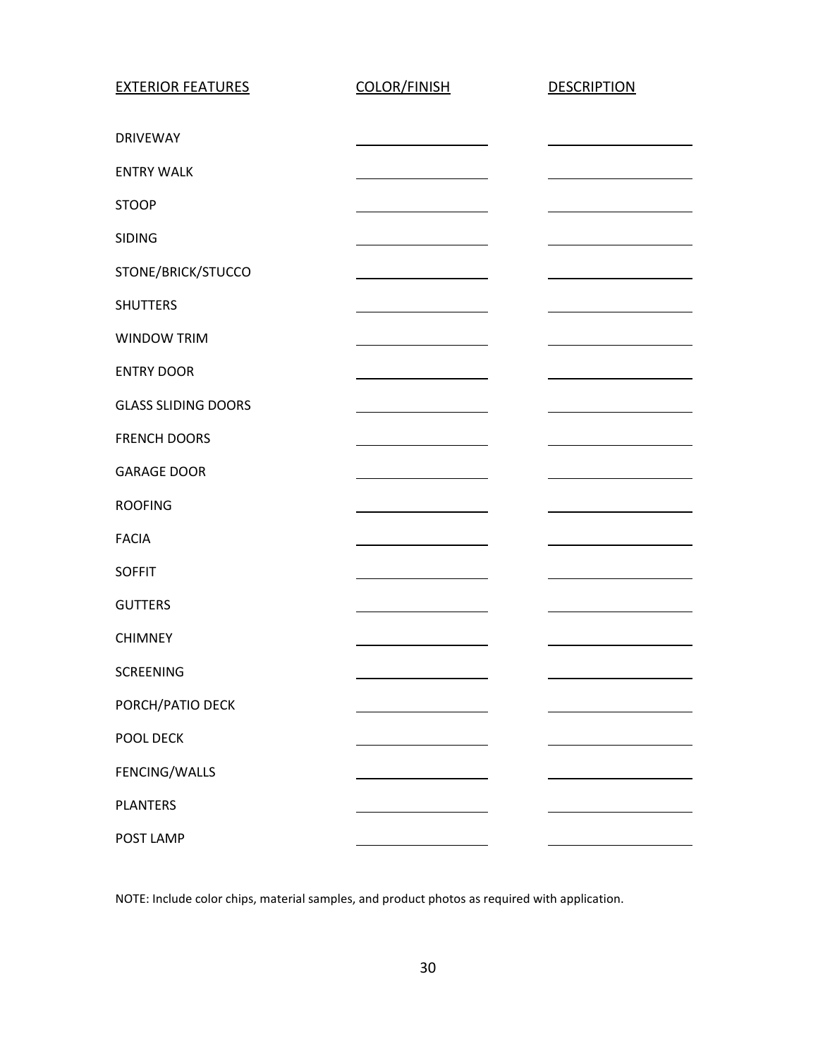| EXTERIOR FEATURES | COLOR/FINISH | DESCRIPTION |
|---|---|---|
| DRIVEWAY | | |
| ENTRY WALK | | |
| STOOP | | |
| SIDING | | |
| STONE/BRICK/STUCCO | | |
| SHUTTERS | | |
| WINDOW TRIM | | |
| ENTRY DOOR | | |
| GLASS SLIDING DOORS | | |
| FRENCH DOORS | | |
| GARAGE DOOR | | |
| ROOFING | | |
| FACIA | | |
| SOFFIT | | |
| GUTTERS | | |
| CHIMNEY | | |
| SCREENING | | |
| PORCH/PATIO DECK | | |
| POOL DECK | | |
| FENCING/WALLS | | |
| PLANTERS | | |
| POST LAMP | | |

NOTE: Include color chips, material samples, and product photos as required with application.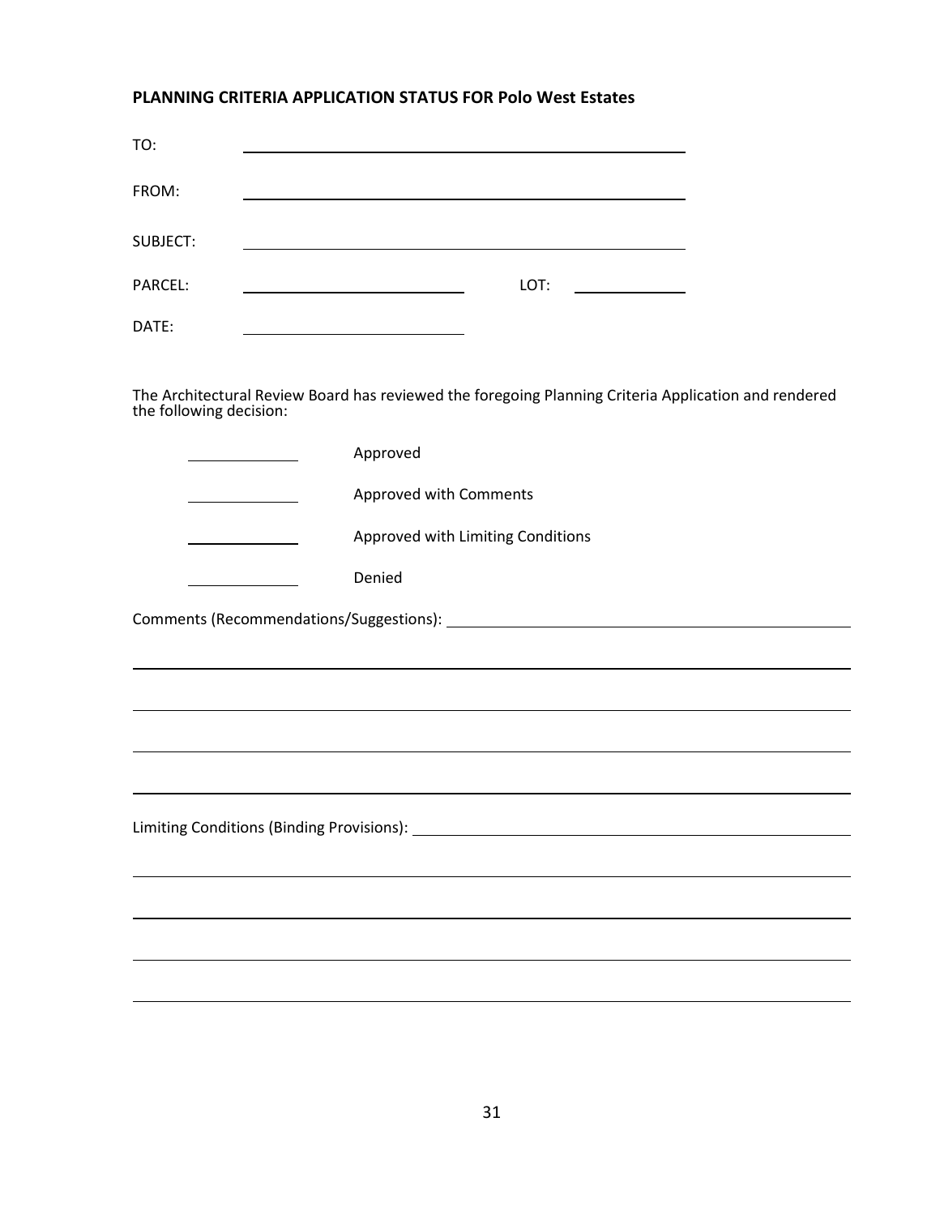**PLANNING CRITERIA APPLICATION STATUS FOR Polo West Estates**

TO: ______________________________________________

FROM: ______________________________________________

SUBJECT: ______________________________________________

PARCEL: ________________________ LOT: ____________

DATE: ________________________

The Architectural Review Board has reviewed the foregoing Planning Criteria Application and rendered the following decision:

____________ Approved

____________ Approved with Comments

____________ Approved with Limiting Conditions

____________ Denied

Comments (Recommendations/Suggestions): ______________________________________________

______________________________________________________________________________

______________________________________________________________________________

______________________________________________________________________________

______________________________________________________________________________

Limiting Conditions (Binding Provisions): ______________________________________________

______________________________________________________________________________

______________________________________________________________________________

______________________________________________________________________________

______________________________________________________________________________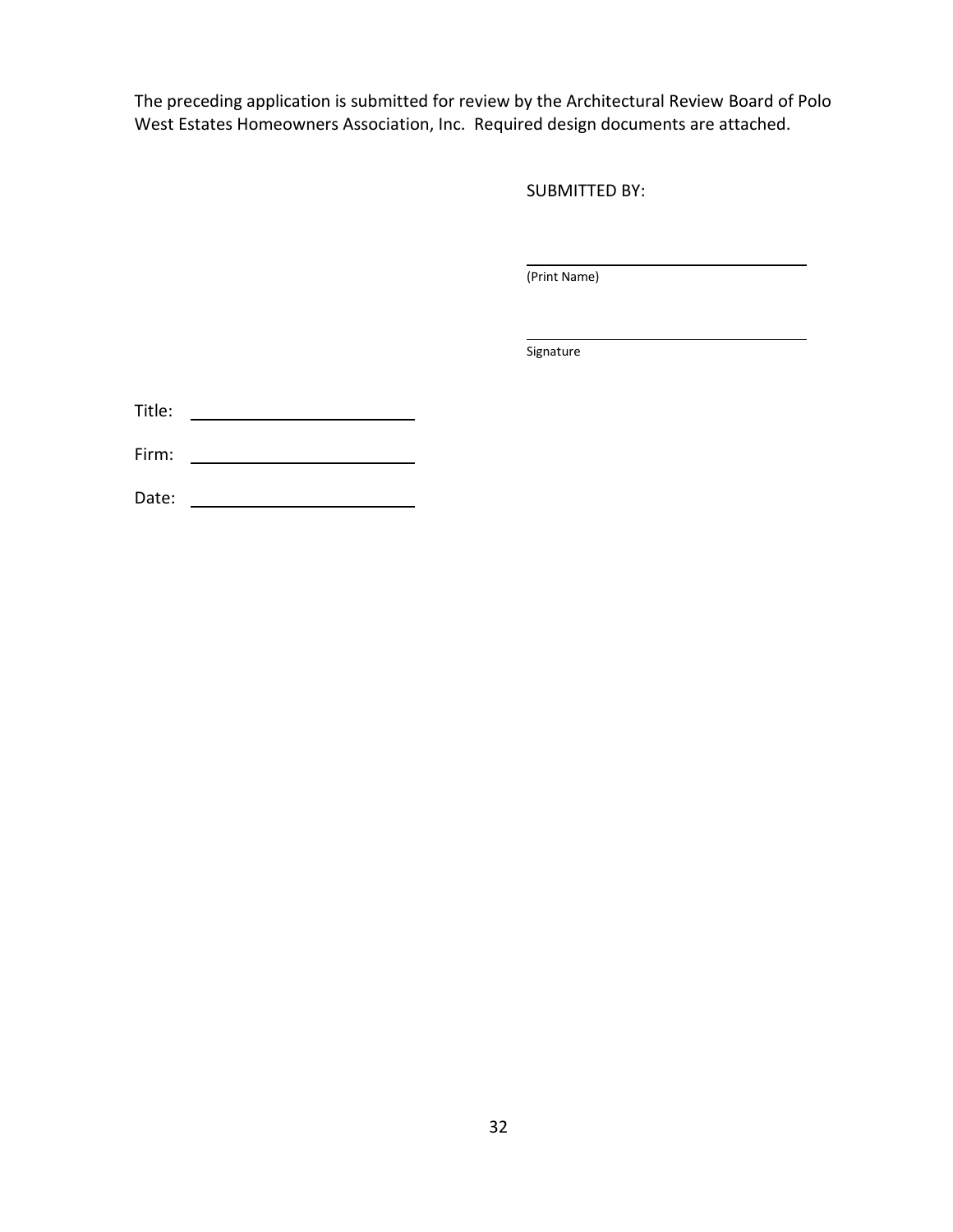The preceding application is submitted for review by the Architectural Review Board of Polo West Estates Homeowners Association, Inc. Required design documents are attached.

SUBMITTED BY:

\_\_\_\_\_\_\_\_\_\_\_\_\_\_\_\_\_\_\_\_\_\_\_\_\_\_\_\_\_\_
(Print Name)

\_\_\_\_\_\_\_\_\_\_\_\_\_\_\_\_\_\_\_\_\_\_\_\_\_\_\_\_\_\_
Signature

Title: \_\_\_\_\_\_\_\_\_\_\_\_\_\_\_\_\_\_\_\_\_\_\_\_

Firm: \_\_\_\_\_\_\_\_\_\_\_\_\_\_\_\_\_\_\_\_\_\_\_\_

Date: \_\_\_\_\_\_\_\_\_\_\_\_\_\_\_\_\_\_\_\_\_\_\_\_